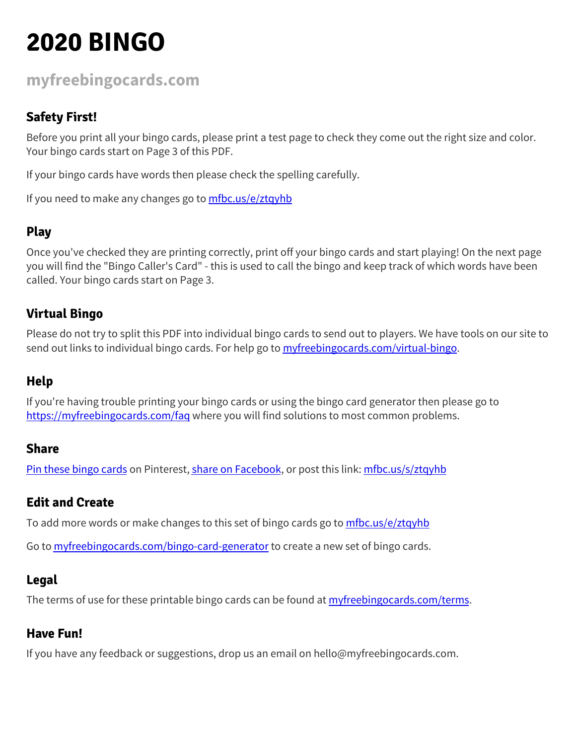# 2020 BINGO

## myfreebingocards.com

### Safety First!

Before you print all your bingo cards, please print a test page to check they come out the right size and color. Your bingo cards start on Page 3 of this PDF.

If your bingo cards have words then please check the spelling carefully.

If you need to make any changes go to [mfbc.us/e/ztqyhb](mfbc.us/e/ztqyhb)

### Play

Once you've checked they are printing correctly, print off your bingo cards and start playing! On the next page you will find the "Bingo Caller's Card" - this is used to call the bingo and keep track of which words have been called. Your bingo cards start on Page 3.

### Virtual Bingo

Please do not try to split this PDF into individual bingo cards to send out to players. We have tools on our site to send out links to individual bingo cards. For help go to [myfreebingocards.com/virtual-bingo](myfreebingocards.com/virtual-bingo).

### Help

If you're having trouble printing your bingo cards or using the bingo card generator then please go to [https://myfreebingocards.com/faq](https://myfreebingocards.com/faq) where you will find solutions to most common problems.

### Share

Pin these bingo cards on Pinterest, share on Facebook, or post this link: [mfbc.us/s/ztqyhb](mfbc.us/s/ztqyhb)

### Edit and Create

To add more words or make changes to this set of bingo cards go to [mfbc.us/e/ztqyhb](mfbc.us/e/ztqyhb)

Go to [myfreebingocards.com/bingo-card-generator](myfreebingocards.com/bingo-card-generator) to create a new set of bingo cards.

### Legal

The terms of use for these printable bingo cards can be found at [myfreebingocards.com/terms](myfreebingocards.com/terms).

### Have Fun!

If you have any feedback or suggestions, drop us an email on hello@myfreebingocards.com.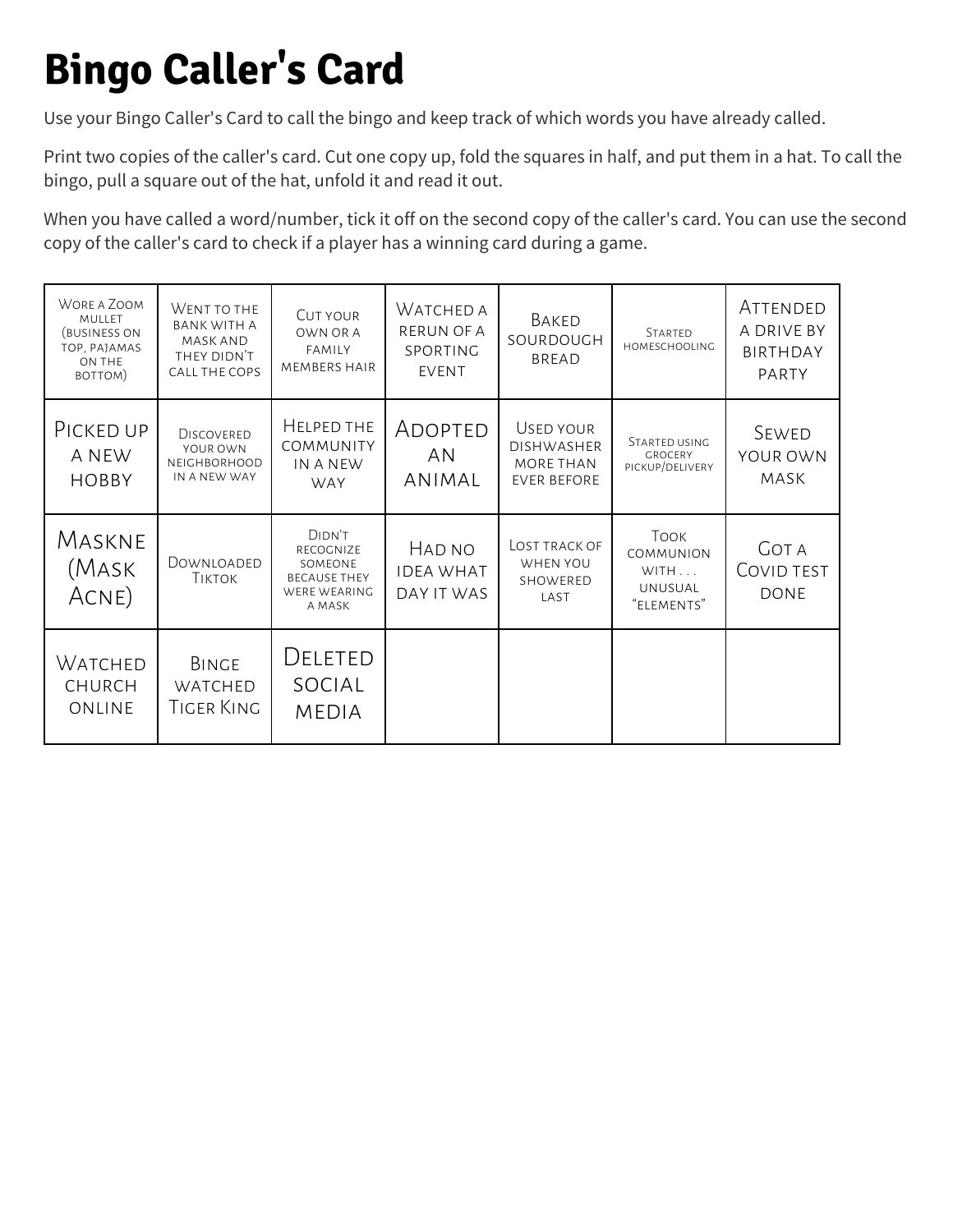# Bingo Caller's Card

Use your Bingo Caller's Card to call the bingo and keep track of which words you have already called.

Print two copies of the caller's card. Cut one copy up, fold the squares in half, and put them in a hat. To call the bingo, pull a square out of the hat, unfold it and read it out.

When you have called a word/number, tick it off on the second copy of the caller's card. You can use the second copy of the caller's card to check if a player has a winning card during a game.

| | | | | | | |
|---|---|---|---|---|---|---|
| Wore a Zoom mullet (business on top, pajamas on the bottom) | Went to the bank with a mask and they didn't call the cops | Cut your own or a family members hair | Watched a rerun of a sporting event | Baked sourdough bread | Started homeschooling | Attended a drive by birthday party |
| Picked up a new hobby | Discovered your own neighborhood in a new way | Helped the community in a new way | Adopted an animal | Used your dishwasher more than ever before | Started using grocery pickup/delivery | Sewed your own mask |
| Maskne (Mask Acne) | Downloaded TikTok | Didn't recognize someone because they were wearing a mask | Had no idea what day it was | Lost track of when you showered last | Took communion with . . . unusual "elements" | Got a Covid test done |
| Watched church online | Binge watched Tiger King | Deleted social media | | | | |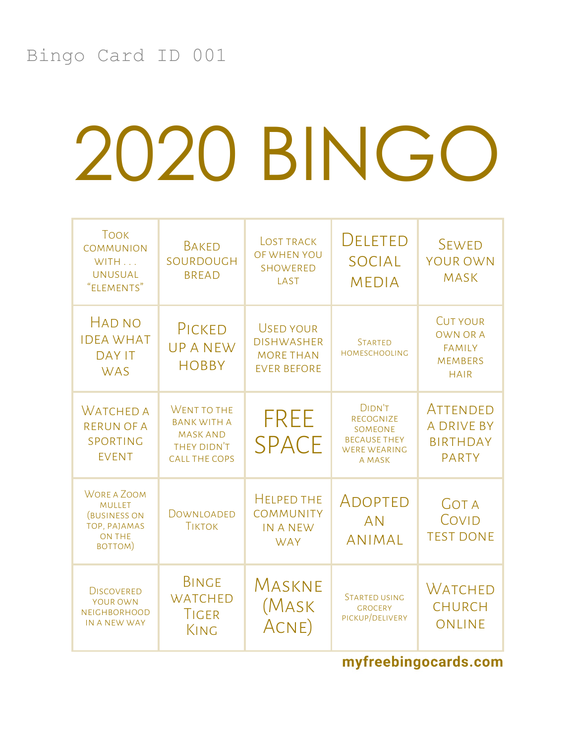Bingo Card ID 001

# 2020 BINGO

| | | | | |
|---|---|---|---|---|
| Took communion with . . . unusual "elements" | Baked sourdough bread | Lost track of when you showered last | Deleted social media | Sewed your own mask |
| Had no idea what day it was | Picked up a new hobby | Used your dishwasher more than ever before | Started homeschooling | Cut your own or a family members hair |
| Watched a rerun of a sporting event | Went to the bank with a mask and they didn't call the cops | FREE SPACE | Didn't recognize someone because they were wearing a mask | Attended a drive by birthday party |
| Wore a Zoom mullet (business on top, pajamas on the bottom) | Downloaded TikTok | Helped the community in a new way | Adopted an animal | Got a Covid test done |
| Discovered your own neighborhood in a new way | Binge watched Tiger King | Maskne (Mask Acne) | Started using grocery pickup/delivery | Watched church online |

**myfreebingocards.com**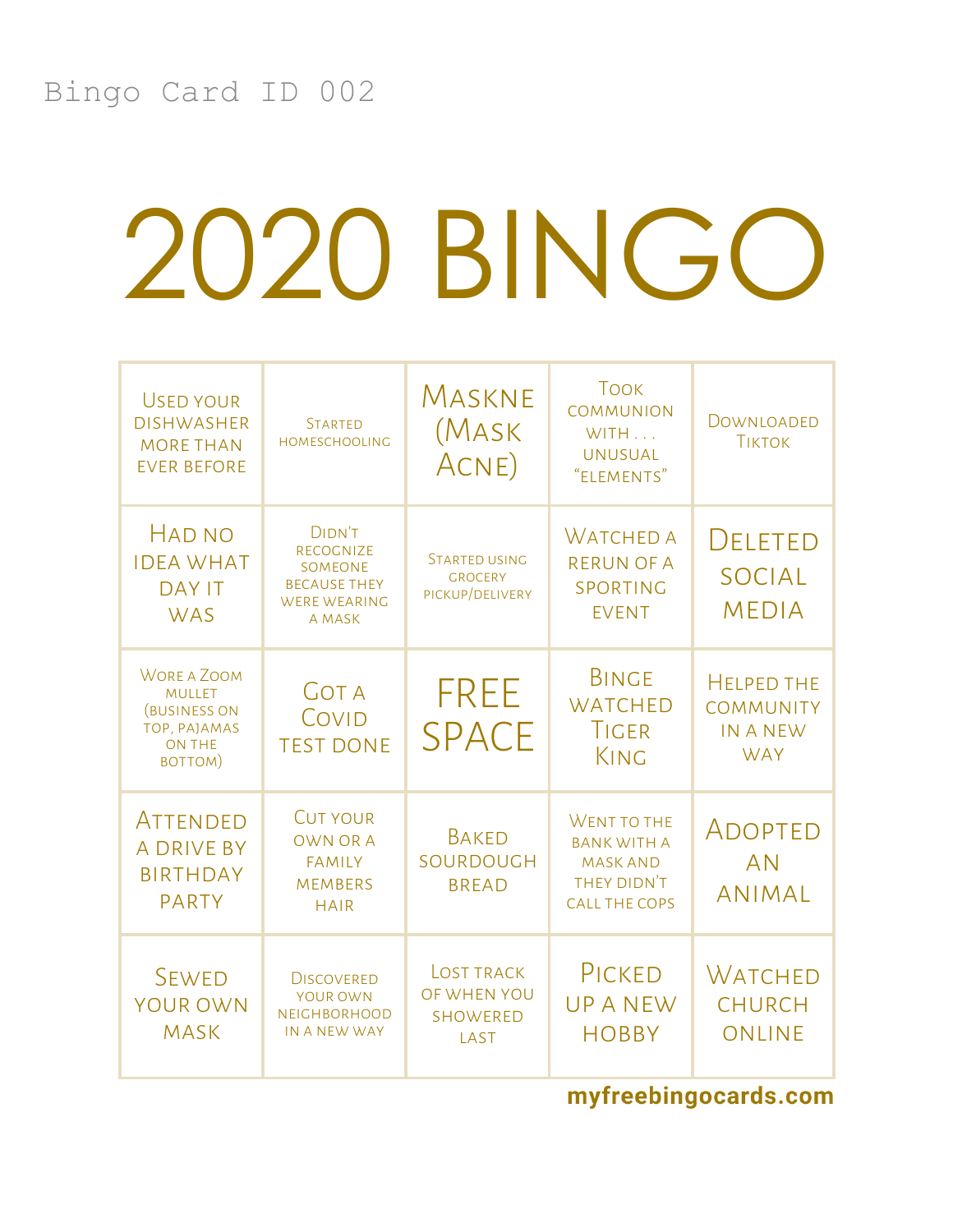Bingo Card ID 002

# 2020 BINGO

| | | | | |
|---|---|---|---|---|
| Used your dishwasher more than ever before | Started homeschooling | Maskne (Mask Acne) | Took communion with . . . unusual "elements" | Downloaded Tiktok |
| Had no idea what day it was | Didn't recognize someone because they were wearing a mask | Started using grocery pickup/delivery | Watched a rerun of a sporting event | Deleted social media |
| Wore a Zoom mullet (business on top, pajamas on the bottom) | Got a Covid test done | FREE SPACE | Binge watched Tiger King | Helped the community in a new way |
| Attended a drive by birthday party | Cut your own or a family members hair | Baked sourdough bread | Went to the bank with a mask and they didn't call the cops | Adopted an animal |
| Sewed your own mask | Discovered your own neighborhood in a new way | Lost track of when you showered last | Picked up a new hobby | Watched church online |

**myfreebingocards.com**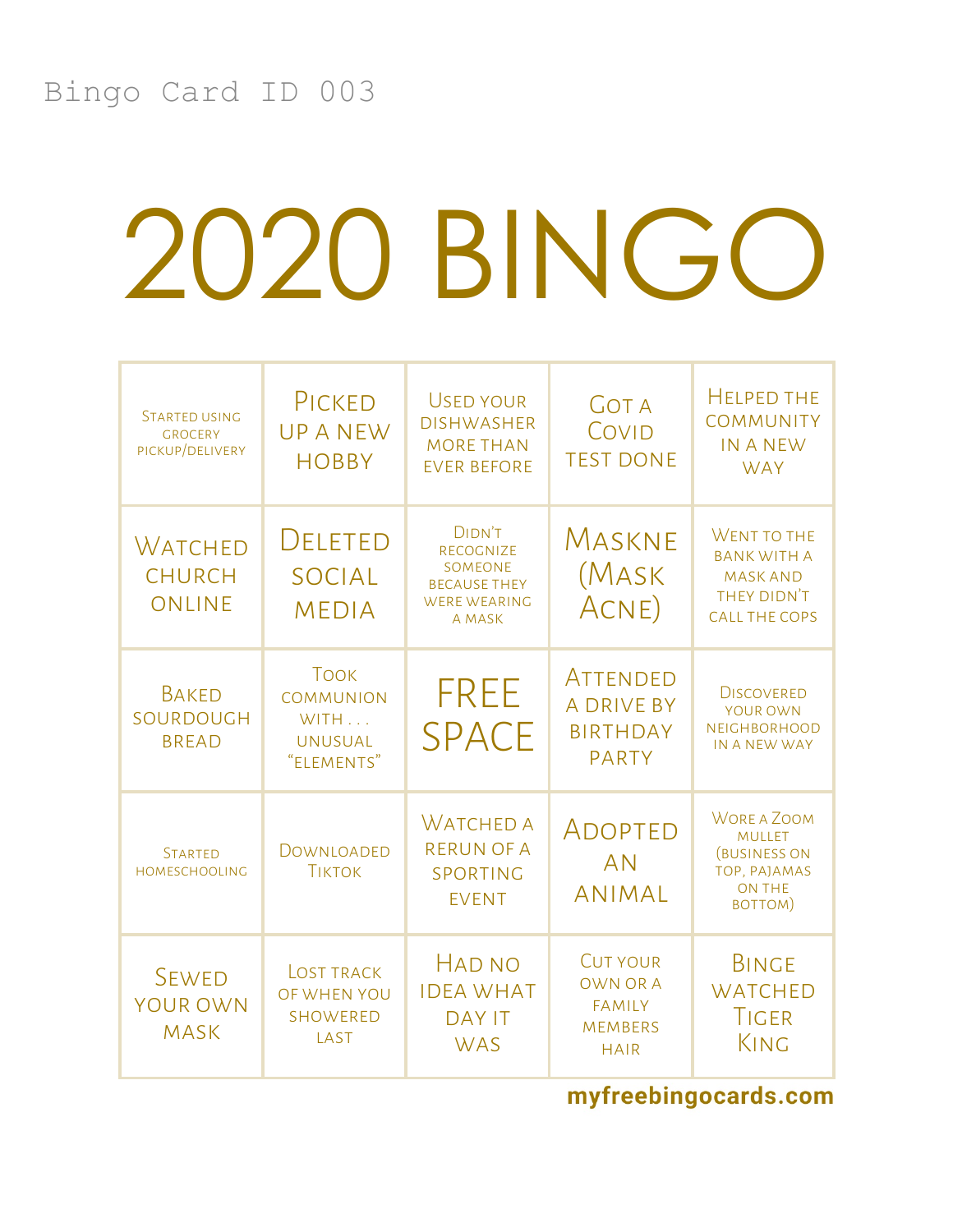Bingo Card ID 003

# 2020 BINGO

| | | | | |
|---|---|---|---|---|
| Started using grocery pickup/delivery | Picked up a new hobby | Used your dishwasher more than ever before | Got a Covid test done | Helped the community in a new way |
| Watched church online | Deleted social media | Didn't recognize someone because they were wearing a mask | Maskne (Mask Acne) | Went to the bank with a mask and they didn't call the cops |
| Baked sourdough bread | Took communion with . . . unusual "elements" | FREE SPACE | Attended a drive by birthday party | Discovered your own neighborhood in a new way |
| Started homeschooling | Downloaded TikTok | Watched a rerun of a sporting event | Adopted an animal | Wore a Zoom mullet (business on top, pajamas on the bottom) |
| Sewed your own mask | Lost track of when you showered last | Had no idea what day it was | Cut your own or a family members hair | Binge watched Tiger King |

**myfreebingocards.com**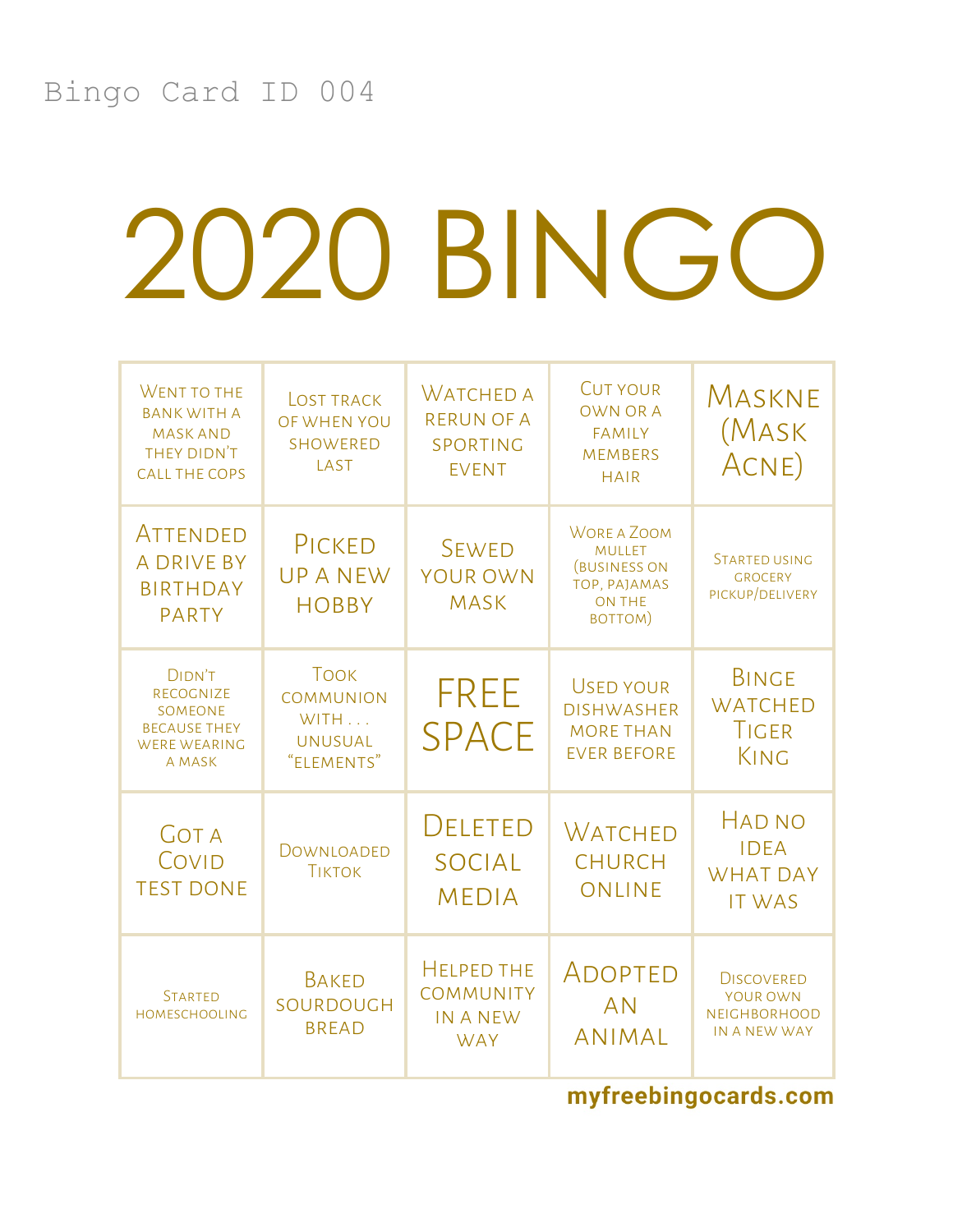Bingo Card ID 004

# 2020 BINGO

| | | | | |
|---|---|---|---|---|
| Went to the bank with a mask and they didn't call the cops | Lost track of when you showered last | Watched a rerun of a sporting event | Cut your own or a family members hair | Maskne (Mask Acne) |
| Attended a drive by birthday party | Picked up a new hobby | Sewed your own mask | Wore a Zoom mullet (business on top, pajamas on the bottom) | Started using grocery pickup/delivery |
| Didn't recognize someone because they were wearing a mask | Took communion with . . . unusual "elements" | FREE SPACE | Used your dishwasher more than ever before | Binge watched Tiger King |
| Got a Covid test done | Downloaded Tiktok | Deleted social media | Watched church online | Had no idea what day it was |
| Started homeschooling | Baked sourdough bread | Helped the community in a new way | Adopted an animal | Discovered your own neighborhood in a new way |

**myfreebingocards.com**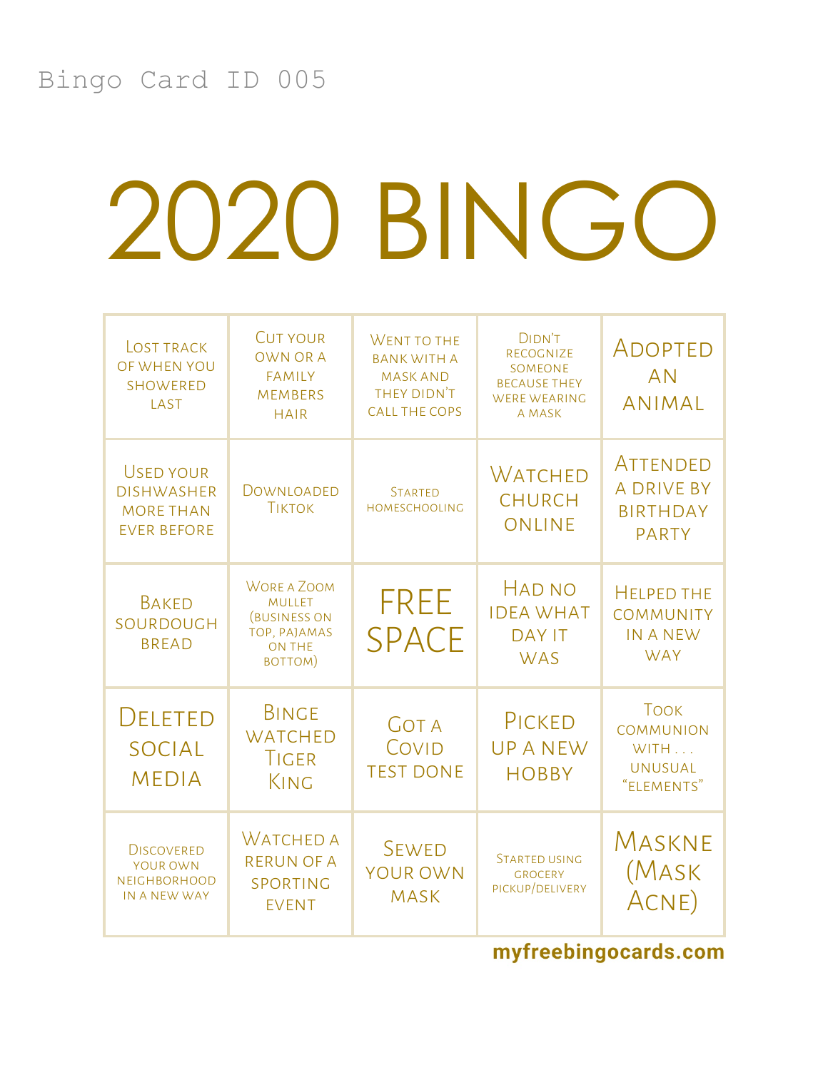Bingo Card ID 005

# 2020 BINGO

| | | | | |
|---|---|---|---|---|
| Lost track of when you showered last | Cut your own or a family members hair | Went to the bank with a mask and they didn't call the cops | Didn't recognize someone because they were wearing a mask | Adopted an animal |
| Used your dishwasher more than ever before | Downloaded TikTok | Started homeschooling | Watched church online | Attended a drive by birthday party |
| Baked sourdough bread | Wore a Zoom mullet (business on top, pajamas on the bottom) | FREE SPACE | Had no idea what day it was | Helped the community in a new way |
| Deleted social media | Binge watched Tiger King | Got a Covid test done | Picked up a new hobby | Took communion with . . . unusual "elements" |
| Discovered your own neighborhood in a new way | Watched a rerun of a sporting event | Sewed your own mask | Started using grocery pickup/delivery | Maskne (Mask Acne) |

**myfreebingocards.com**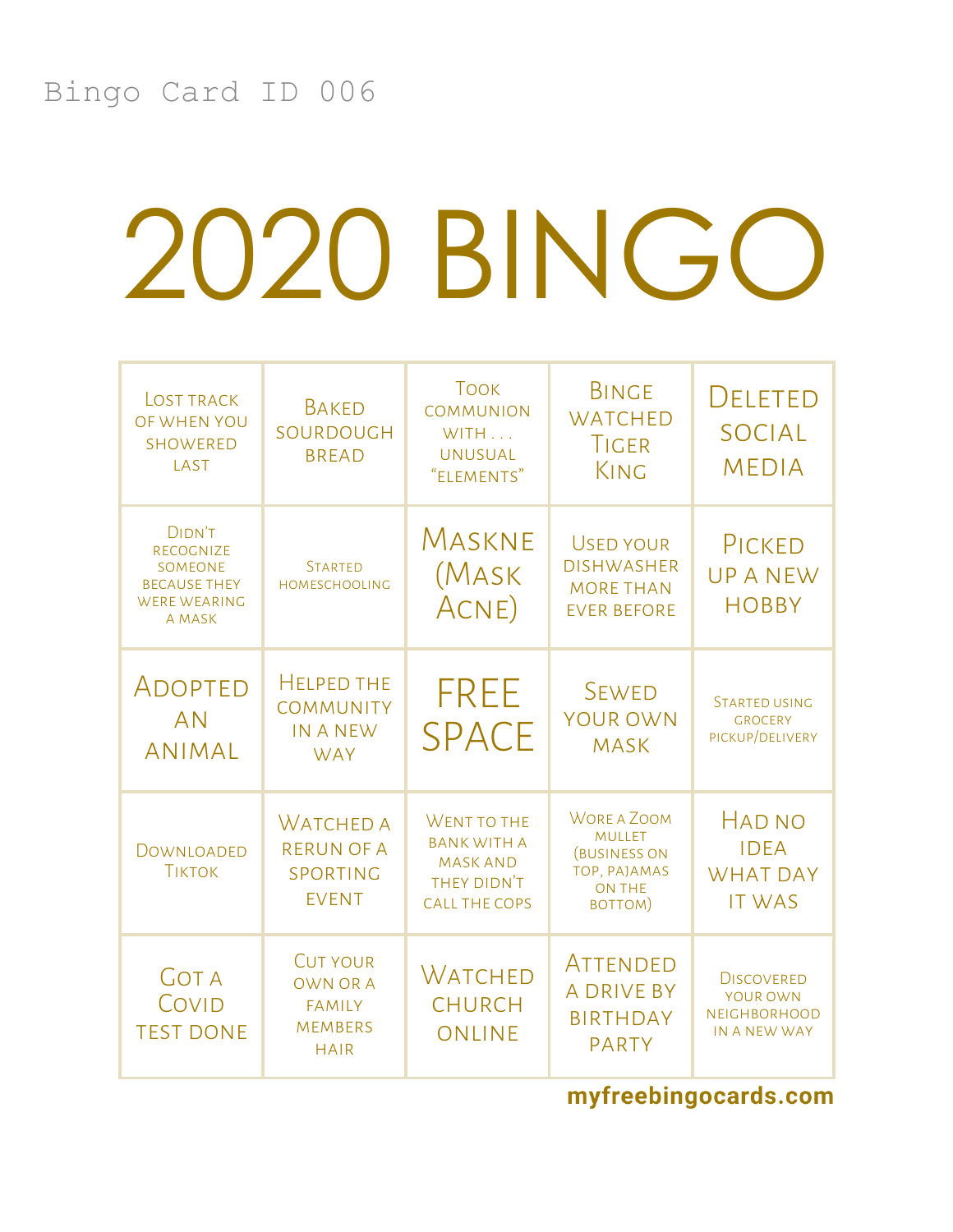Bingo Card ID 006

# 2020 BINGO

| | | | | |
|---|---|---|---|---|
| Lost track of when you showered last | Baked sourdough bread | Took communion with . . . unusual "elements" | Binge watched Tiger King | Deleted social media |
| Didn't recognize someone because they were wearing a mask | Started homeschooling | Maskne (Mask Acne) | Used your dishwasher more than ever before | Picked up a new hobby |
| Adopted an animal | Helped the community in a new way | FREE SPACE | Sewed your own mask | Started using grocery pickup/delivery |
| Downloaded TikTok | Watched a rerun of a sporting event | Went to the bank with a mask and they didn't call the cops | Wore a Zoom mullet (business on top, pajamas on the bottom) | Had no idea what day it was |
| Got a Covid test done | Cut your own or a family members hair | Watched church online | Attended a drive by birthday party | Discovered your own neighborhood in a new way |

**myfreebingocards.com**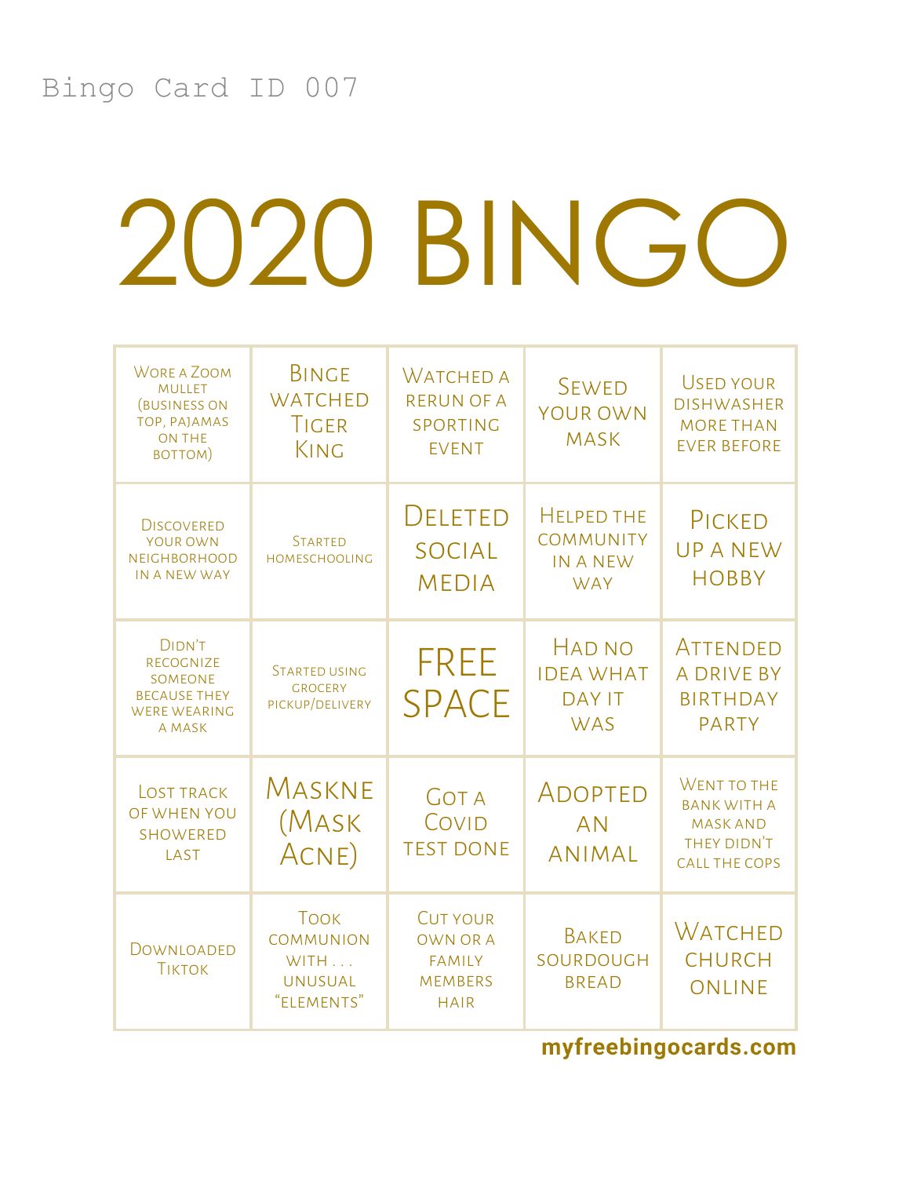Bingo Card ID 007

# 2020 BINGO

| | | | | |
|---|---|---|---|---|
| Wore a Zoom mullet (business on top, pajamas on the bottom) | Binge watched Tiger King | Watched a rerun of a sporting event | Sewed your own mask | Used your dishwasher more than ever before |
| Discovered your own neighborhood in a new way | Started homeschooling | Deleted social media | Helped the community in a new way | Picked up a new hobby |
| Didn't recognize someone because they were wearing a mask | Started using grocery pickup/delivery | FREE SPACE | Had no idea what day it was | Attended a drive by birthday party |
| Lost track of when you showered last | Maskne (Mask Acne) | Got a Covid test done | Adopted an animal | Went to the bank with a mask and they didn't call the cops |
| Downloaded TikTok | Took communion with . . . unusual "elements" | Cut your own or a family members hair | Baked sourdough bread | Watched church online |

**myfreebingocards.com**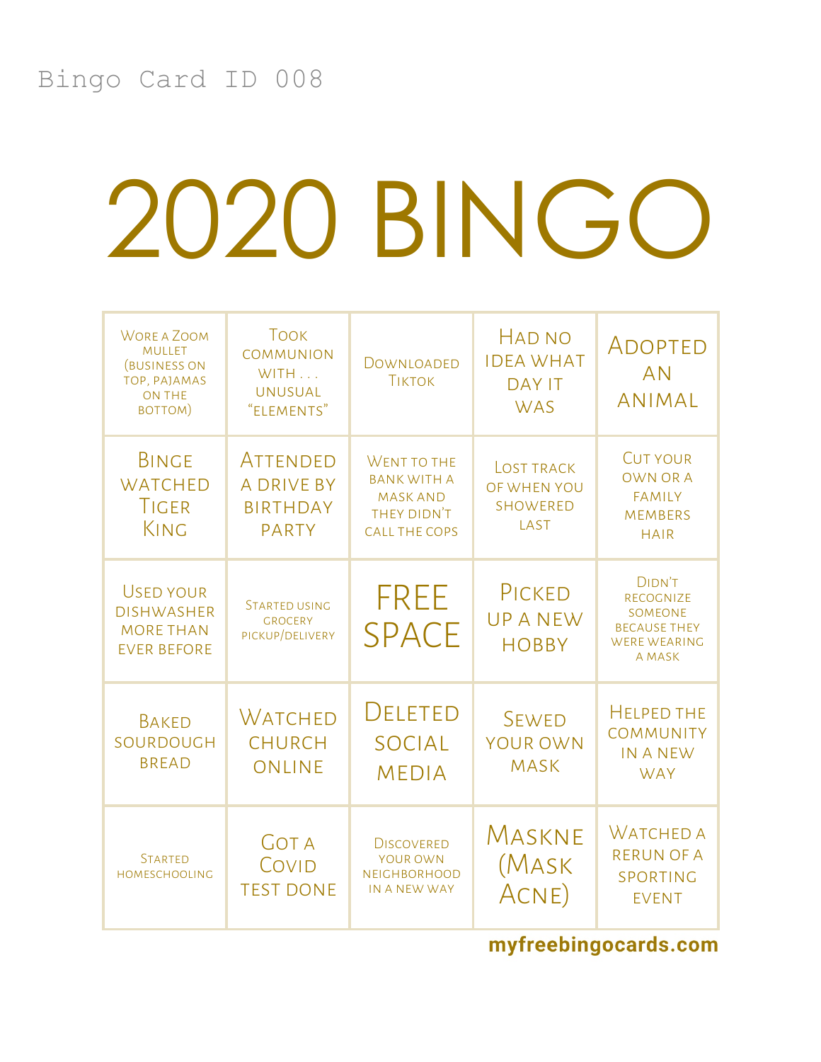Bingo Card ID 008

# 2020 BINGO

| | | | | |
|---|---|---|---|---|
| Wore a Zoom mullet (business on top, pajamas on the bottom) | Took communion with . . . unusual "elements" | Downloaded TikTok | Had no idea what day it was | Adopted an animal |
| Binge watched Tiger King | Attended a drive by birthday party | Went to the bank with a mask and they didn't call the cops | Lost track of when you showered last | Cut your own or a family members hair |
| Used your dishwasher more than ever before | Started using grocery pickup/delivery | FREE SPACE | Picked up a new hobby | Didn't recognize someone because they were wearing a mask |
| Baked sourdough bread | Watched church online | Deleted social media | Sewed your own mask | Helped the community in a new way |
| Started homeschooling | Got a Covid test done | Discovered your own neighborhood in a new way | Maskne (Mask Acne) | Watched a rerun of a sporting event |

**myfreebingocards.com**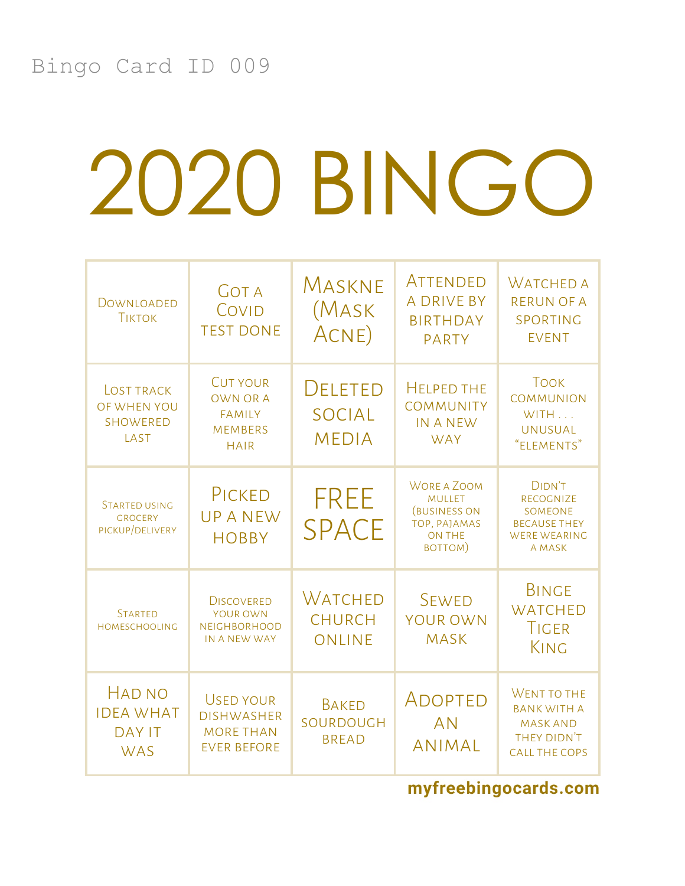Bingo Card ID 009

# 2020 BINGO

| | | | | |
|---|---|---|---|---|
| Downloaded TikTok | Got a Covid test done | Maskne (Mask Acne) | Attended a drive by birthday party | Watched a rerun of a sporting event |
| Lost track of when you showered last | Cut your own or a family members hair | Deleted social media | Helped the community in a new way | Took communion with . . . unusual “elements” |
| Started using grocery pickup/delivery | Picked up a new hobby | FREE SPACE | Wore a Zoom mullet (business on top, pajamas on the bottom) | Didn’t recognize someone because they were wearing a mask |
| Started homeschooling | Discovered your own neighborhood in a new way | Watched church online | Sewed your own mask | Binge watched Tiger King |
| Had no idea what day it was | Used your dishwasher more than ever before | Baked sourdough bread | Adopted an animal | Went to the bank with a mask and they didn’t call the cops |

**myfreebingocards.com**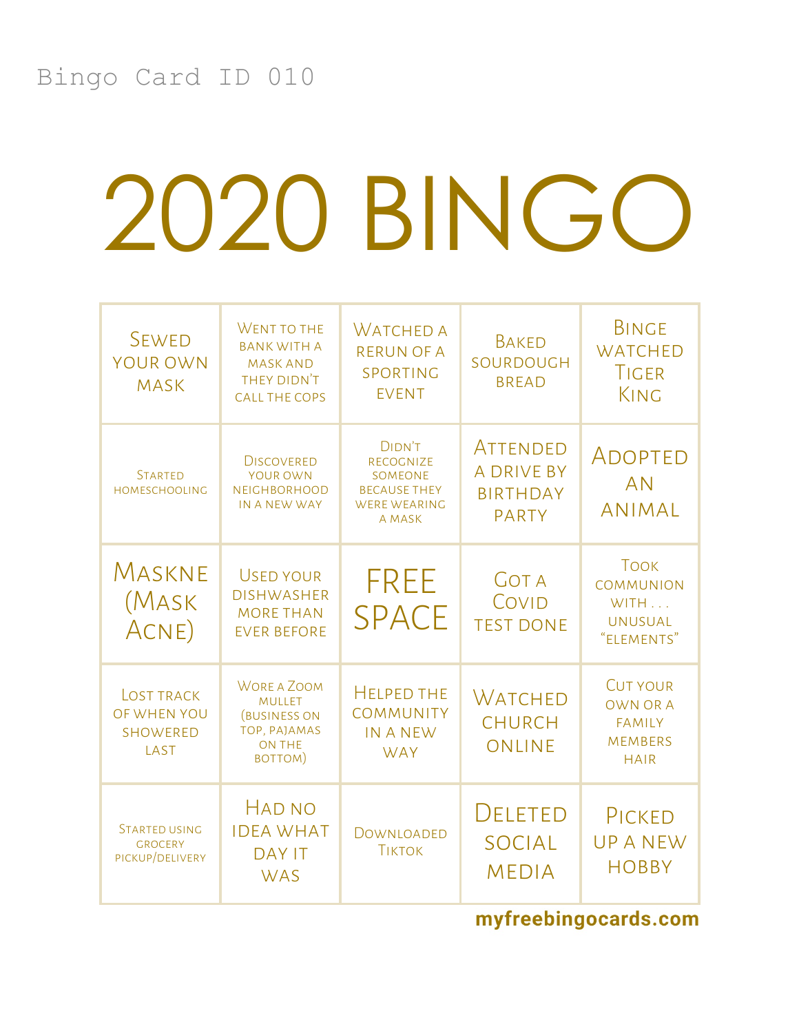Bingo Card ID 010

# 2020 BINGO

| | | | | |
|---|---|---|---|---|
| Sewed your own mask | Went to the bank with a mask and they didn't call the cops | Watched a rerun of a sporting event | Baked sourdough bread | Binge watched Tiger King |
| Started homeschooling | Discovered your own neighborhood in a new way | Didn't recognize someone because they were wearing a mask | Attended a drive by birthday party | Adopted an animal |
| Maskne (Mask Acne) | Used your dishwasher more than ever before | FREE SPACE | Got a Covid test done | Took communion with . . . unusual "elements" |
| Lost track of when you showered last | Wore a Zoom mullet (business on top, pajamas on the bottom) | Helped the community in a new way | Watched church online | Cut your own or a family members hair |
| Started using grocery pickup/delivery | Had no idea what day it was | Downloaded Tiktok | Deleted social media | Picked up a new hobby |

**myfreebingocards.com**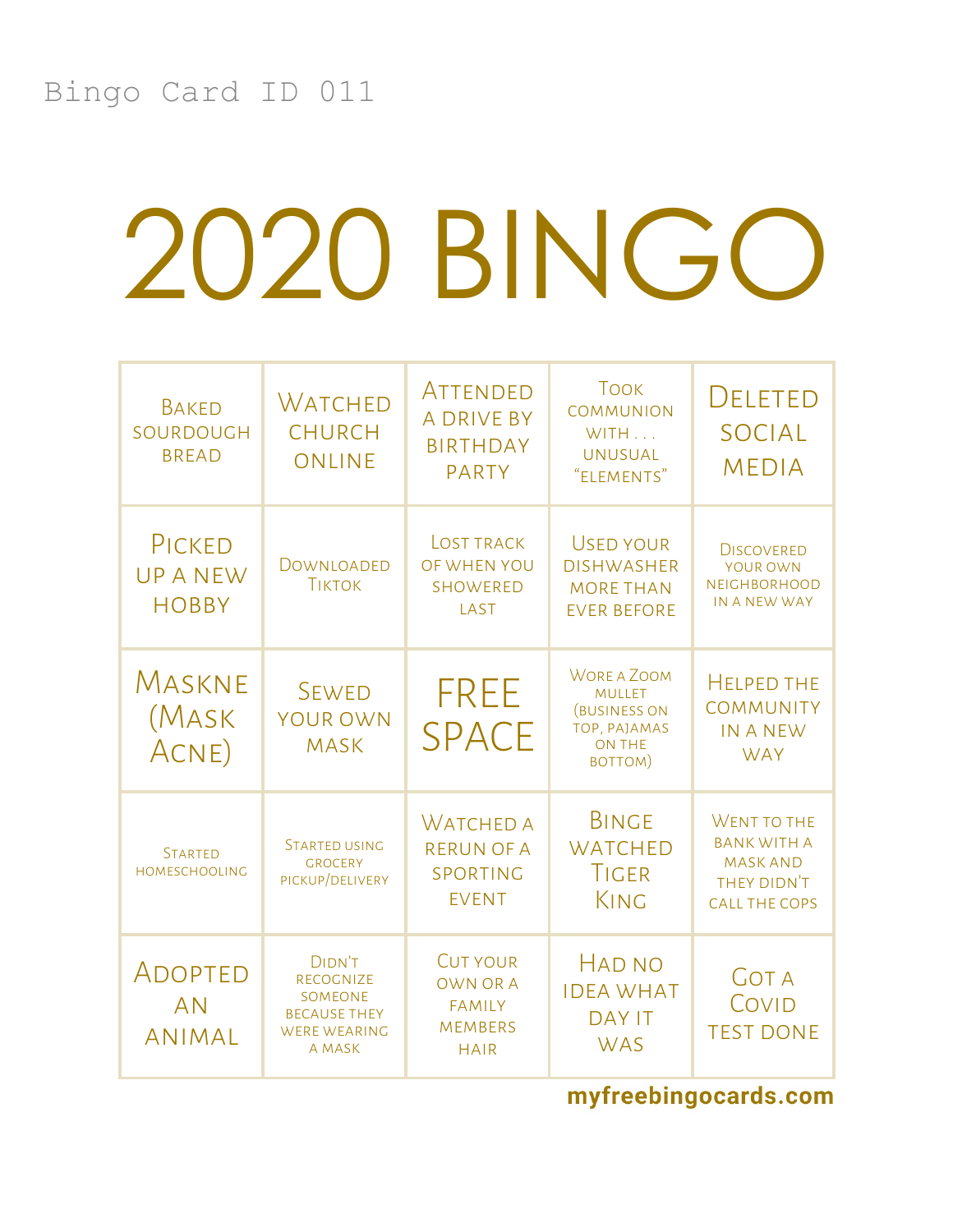Bingo Card ID 011

# 2020 BINGO

| | | | | |
|---|---|---|---|---|
| Baked sourdough bread | Watched church online | Attended a drive by birthday party | Took communion with . . . unusual "elements" | Deleted social media |
| Picked up a new hobby | Downloaded TikTok | Lost track of when you showered last | Used your dishwasher more than ever before | Discovered your own neighborhood in a new way |
| Maskne (Mask Acne) | Sewed your own mask | FREE SPACE | Wore a Zoom mullet (business on top, pajamas on the bottom) | Helped the community in a new way |
| Started homeschooling | Started using grocery pickup/delivery | Watched a rerun of a sporting event | Binge watched Tiger King | Went to the bank with a mask and they didn't call the cops |
| Adopted an animal | Didn't recognize someone because they were wearing a mask | Cut your own or a family members hair | Had no idea what day it was | Got a Covid test done |

myfreebingocards.com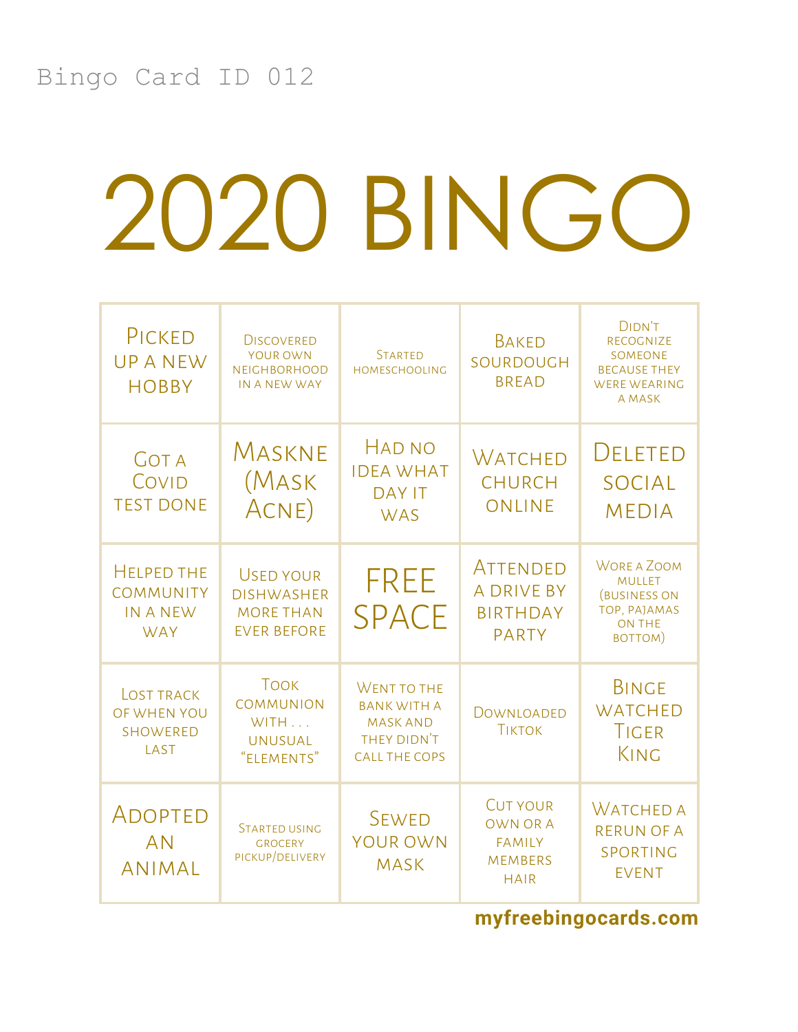Bingo Card ID 012

# 2020 BINGO

| | | | | |
|---|---|---|---|---|
| Picked up a new hobby | Discovered your own neighborhood in a new way | Started homeschooling | Baked sourdough bread | Didn't recognize someone because they were wearing a mask |
| Got a Covid test done | Maskne (Mask Acne) | Had no idea what day it was | Watched church online | Deleted social media |
| Helped the community in a new way | Used your dishwasher more than ever before | FREE SPACE | Attended a drive by birthday party | Wore a Zoom mullet (business on top, pajamas on the bottom) |
| Lost track of when you showered last | Took communion with . . . unusual "elements" | Went to the bank with a mask and they didn't call the cops | Downloaded TikTok | Binge watched Tiger King |
| Adopted an animal | Started using grocery pickup/delivery | Sewed your own mask | Cut your own or a family members hair | Watched a rerun of a sporting event |

**myfreebingocards.com**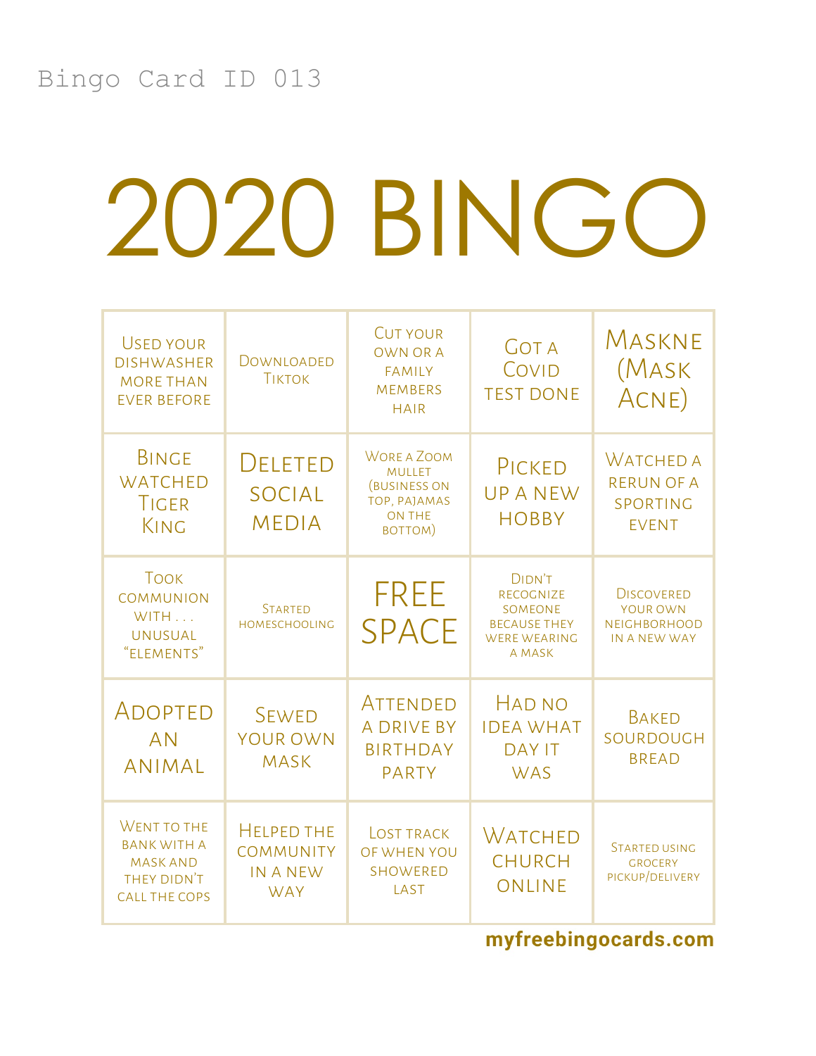Bingo Card ID 013

# 2020 BINGO

| | | | | |
|---|---|---|---|---|
| Used your dishwasher more than ever before | Downloaded TikTok | Cut your own or a family members hair | Got a Covid test done | Maskne (Mask Acne) |
| Binge watched Tiger King | Deleted social media | Wore a Zoom mullet (business on top, pajamas on the bottom) | Picked up a new hobby | Watched a rerun of a sporting event |
| Took communion with . . . unusual "elements" | Started homeschooling | FREE SPACE | Didn't recognize someone because they were wearing a mask | Discovered your own neighborhood in a new way |
| Adopted an animal | Sewed your own mask | Attended a drive by birthday party | Had no idea what day it was | Baked sourdough bread |
| Went to the bank with a mask and they didn't call the cops | Helped the community in a new way | Lost track of when you showered last | Watched church online | Started using grocery pickup/delivery |

myfreebingocards.com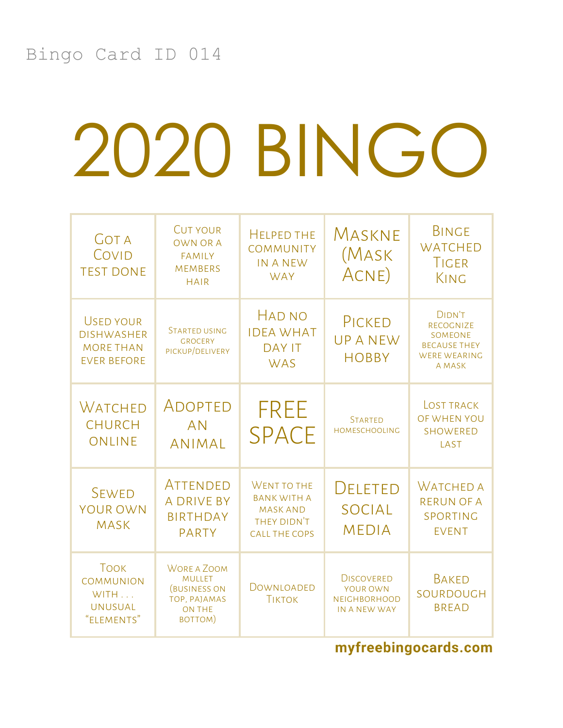Bingo Card ID 014

# 2020 BINGO

| | | | | |
|---|---|---|---|---|
| Got a Covid test done | Cut your own or a family members hair | Helped the community in a new way | Maskne (Mask Acne) | Binge watched Tiger King |
| Used your dishwasher more than ever before | Started using grocery pickup/delivery | Had no idea what day it was | Picked up a new hobby | Didn't recognize someone because they were wearing a mask |
| Watched church online | Adopted an animal | FREE SPACE | Started homeschooling | Lost track of when you showered last |
| Sewed your own mask | Attended a drive by birthday party | Went to the bank with a mask and they didn't call the cops | Deleted social media | Watched a rerun of a sporting event |
| Took communion with . . . unusual "elements" | Wore a Zoom mullet (business on top, pajamas on the bottom) | Downloaded Tiktok | Discovered your own neighborhood in a new way | Baked sourdough bread |

myfreebingocards.com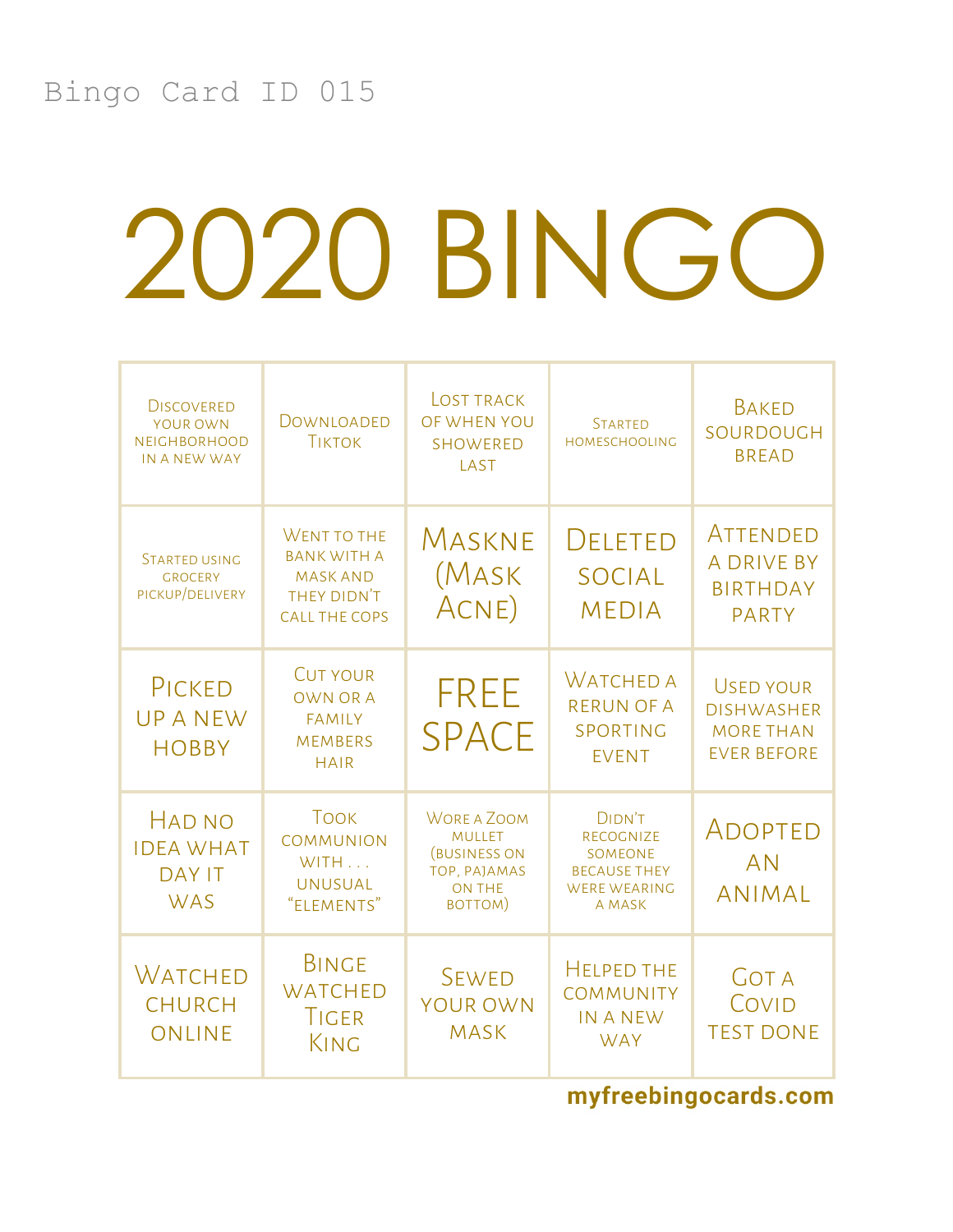Bingo Card ID 015

# 2020 BINGO

| | | | | |
|---|---|---|---|---|
| Discovered your own neighborhood in a new way | Downloaded TikTok | Lost track of when you showered last | Started homeschooling | Baked sourdough bread |
| Started using grocery pickup/delivery | Went to the bank with a mask and they didn't call the cops | Maskne (Mask Acne) | Deleted social media | Attended a drive by birthday party |
| Picked up a new hobby | Cut your own or a family members hair | FREE SPACE | Watched a rerun of a sporting event | Used your dishwasher more than ever before |
| Had no idea what day it was | Took communion with . . . unusual "elements" | Wore a Zoom mullet (business on top, pajamas on the bottom) | Didn't recognize someone because they were wearing a mask | Adopted an animal |
| Watched church online | Binge watched Tiger King | Sewed your own mask | Helped the community in a new way | Got a Covid test done |

**myfreebingocards.com**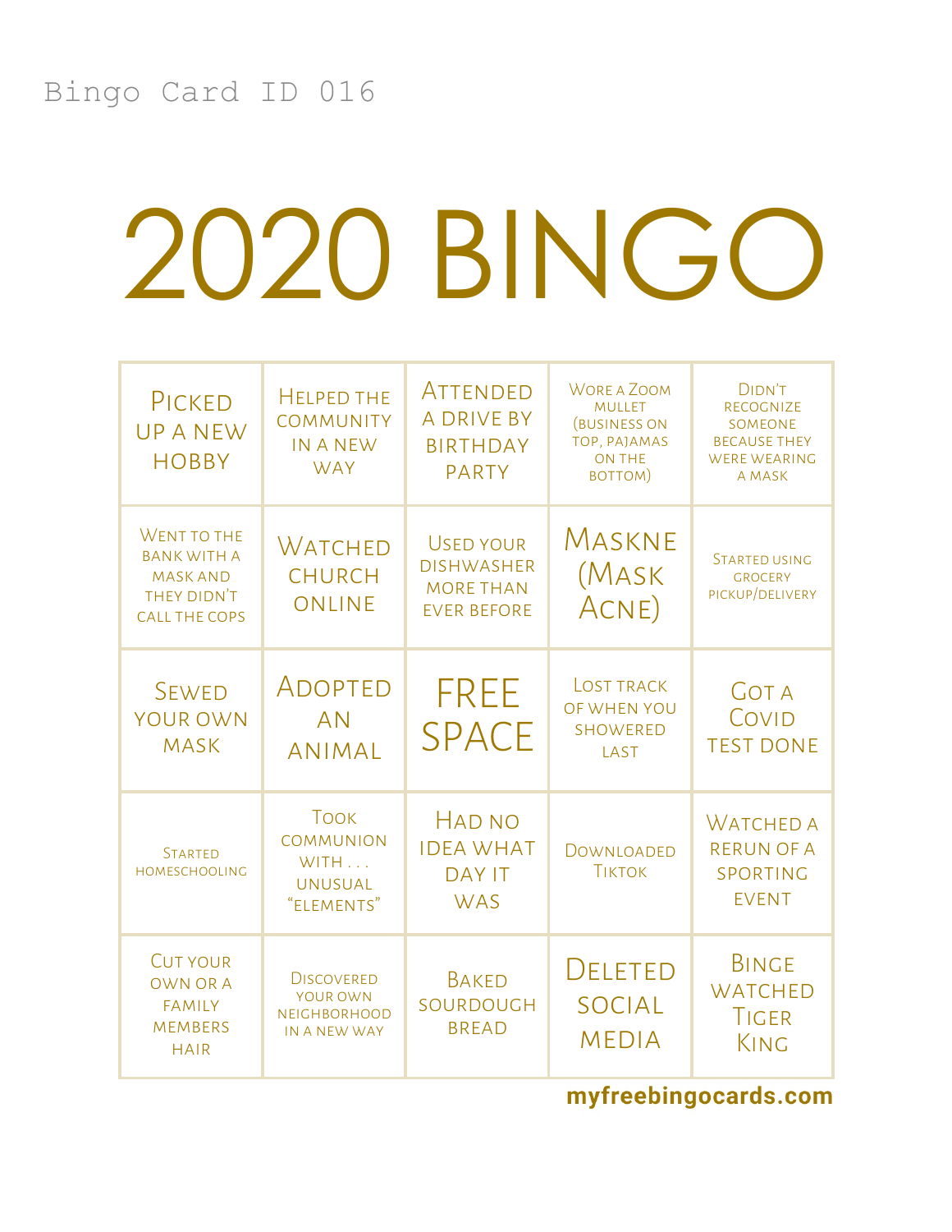Bingo Card ID 016

# 2020 BINGO

| | | | | |
|---|---|---|---|---|
| Picked up a new hobby | Helped the community in a new way | Attended a drive by birthday party | Wore a Zoom mullet (business on top, pajamas on the bottom) | Didn't recognize someone because they were wearing a mask |
| Went to the bank with a mask and they didn't call the cops | Watched church online | Used your dishwasher more than ever before | Maskne (Mask Acne) | Started using grocery pickup/delivery |
| Sewed your own mask | Adopted an animal | FREE SPACE | Lost track of when you showered last | Got a Covid test done |
| Started homeschooling | Took communion with . . . unusual "elements" | Had no idea what day it was | Downloaded TikTok | Watched a rerun of a sporting event |
| Cut your own or a family members hair | Discovered your own neighborhood in a new way | Baked sourdough bread | Deleted social media | Binge watched Tiger King |

**myfreebingocards.com**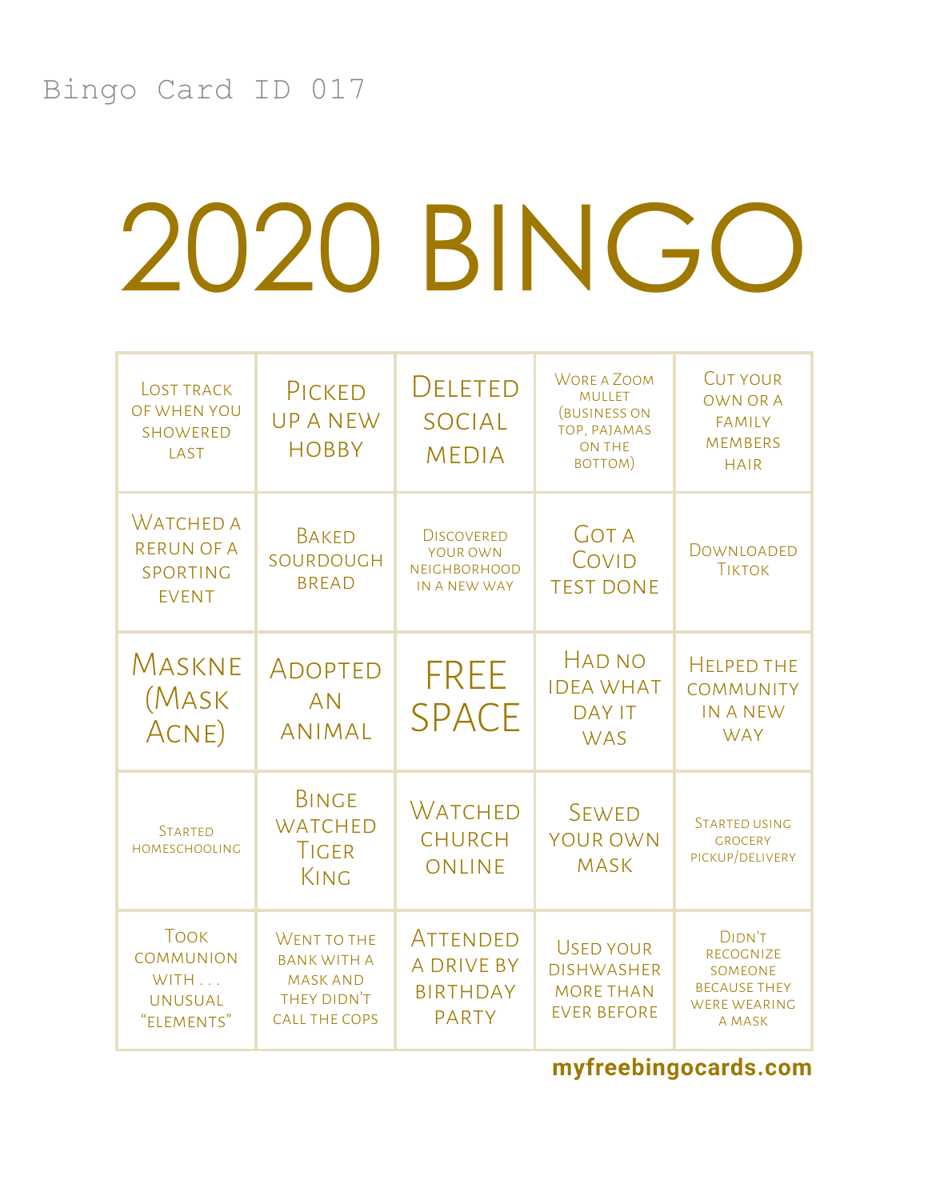Bingo Card ID 017

# 2020 BINGO

| | | | | |
|---|---|---|---|---|
| Lost track of when you showered last | Picked up a new hobby | Deleted social media | Wore a Zoom mullet (business on top, pajamas on the bottom) | Cut your own or a family members hair |
| Watched a rerun of a sporting event | Baked sourdough bread | Discovered your own neighborhood in a new way | Got a Covid test done | Downloaded TikTok |
| Maskne (Mask Acne) | Adopted an animal | FREE SPACE | Had no idea what day it was | Helped the community in a new way |
| Started homeschooling | Binge watched Tiger King | Watched church online | Sewed your own mask | Started using grocery pickup/delivery |
| Took communion with . . . unusual “elements” | Went to the bank with a mask and they didn’t call the cops | Attended a drive by birthday party | Used your dishwasher more than ever before | Didn’t recognize someone because they were wearing a mask |

myfreebingocards.com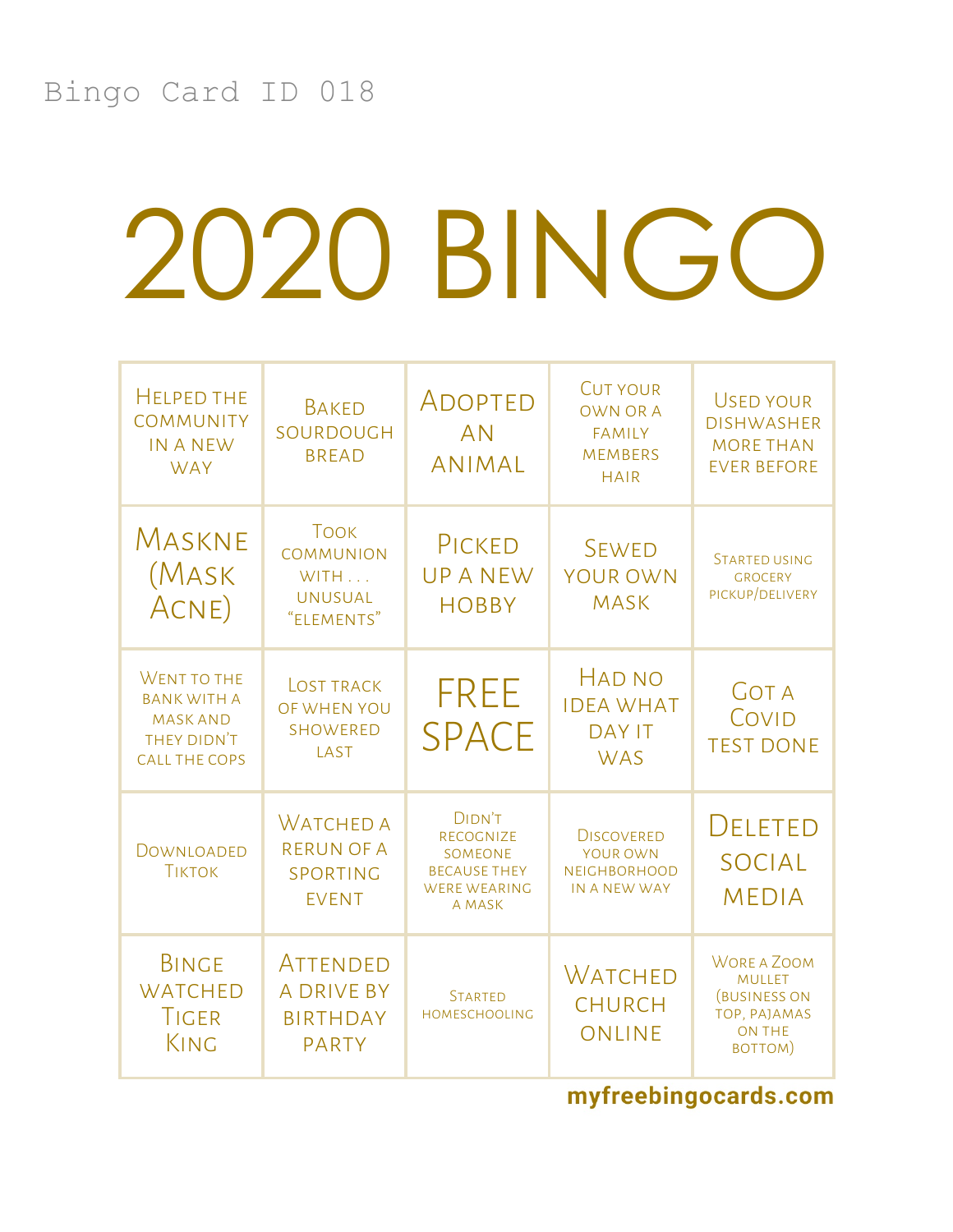Bingo Card ID 018

# 2020 BINGO

| | | | | |
|---|---|---|---|---|
| Helped the community in a new way | Baked sourdough bread | Adopted an animal | Cut your own or a family members hair | Used your dishwasher more than ever before |
| Maskne (Mask Acne) | Took communion with . . . unusual "elements" | Picked up a new hobby | Sewed your own mask | Started using grocery pickup/delivery |
| Went to the bank with a mask and they didn't call the cops | Lost track of when you showered last | FREE SPACE | Had no idea what day it was | Got a Covid test done |
| Downloaded Tiktok | Watched a rerun of a sporting event | Didn't recognize someone because they were wearing a mask | Discovered your own neighborhood in a new way | Deleted social media |
| Binge watched Tiger King | Attended a drive by birthday party | Started homeschooling | Watched church online | Wore a Zoom mullet (business on top, pajamas on the bottom) |

**myfreebingocards.com**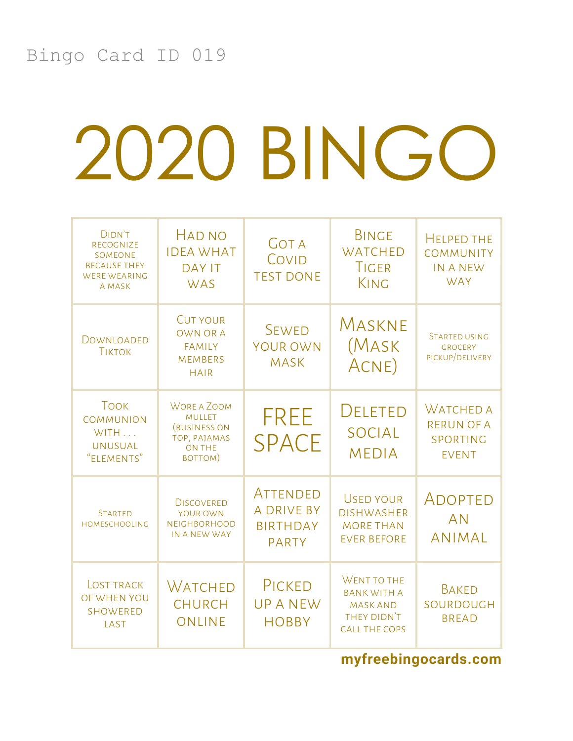Bingo Card ID 019

# 2020 BINGO

| | | | | |
|---|---|---|---|---|
| Didn't recognize someone because they were wearing a mask | Had no idea what day it was | Got a Covid test done | Binge watched Tiger King | Helped the community in a new way |
| Downloaded TikTok | Cut your own or a family members hair | Sewed your own mask | Maskne (Mask Acne) | Started using grocery pickup/delivery |
| Took communion with . . . unusual "elements" | Wore a Zoom mullet (business on top, pajamas on the bottom) | FREE SPACE | Deleted social media | Watched a rerun of a sporting event |
| Started homeschooling | Discovered your own neighborhood in a new way | Attended a drive by birthday party | Used your dishwasher more than ever before | Adopted an animal |
| Lost track of when you showered last | Watched church online | Picked up a new hobby | Went to the bank with a mask and they didn't call the cops | Baked sourdough bread |

**myfreebingocards.com**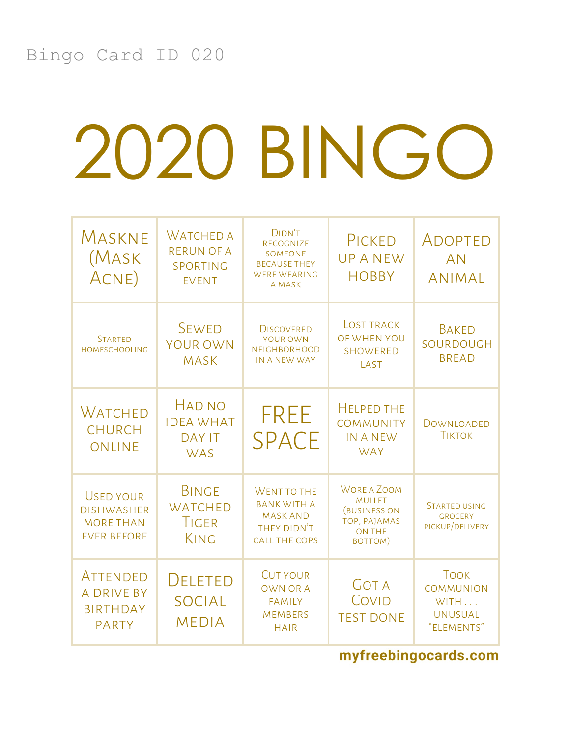Bingo Card ID 020

# 2020 BINGO

| | | | | |
|---|---|---|---|---|
| Maskne (Mask Acne) | Watched a rerun of a sporting event | Didn't recognize someone because they were wearing a mask | Picked up a new hobby | Adopted an animal |
| Started homeschooling | Sewed your own mask | Discovered your own neighborhood in a new way | Lost track of when you showered last | Baked sourdough bread |
| Watched church online | Had no idea what day it was | FREE SPACE | Helped the community in a new way | Downloaded TikTok |
| Used your dishwasher more than ever before | Binge watched Tiger King | Went to the bank with a mask and they didn't call the cops | Wore a Zoom mullet (business on top, pajamas on the bottom) | Started using grocery pickup/delivery |
| Attended a drive by birthday party | Deleted social media | Cut your own or a family members hair | Got a Covid test done | Took communion with . . . unusual "elements" |

**myfreebingocards.com**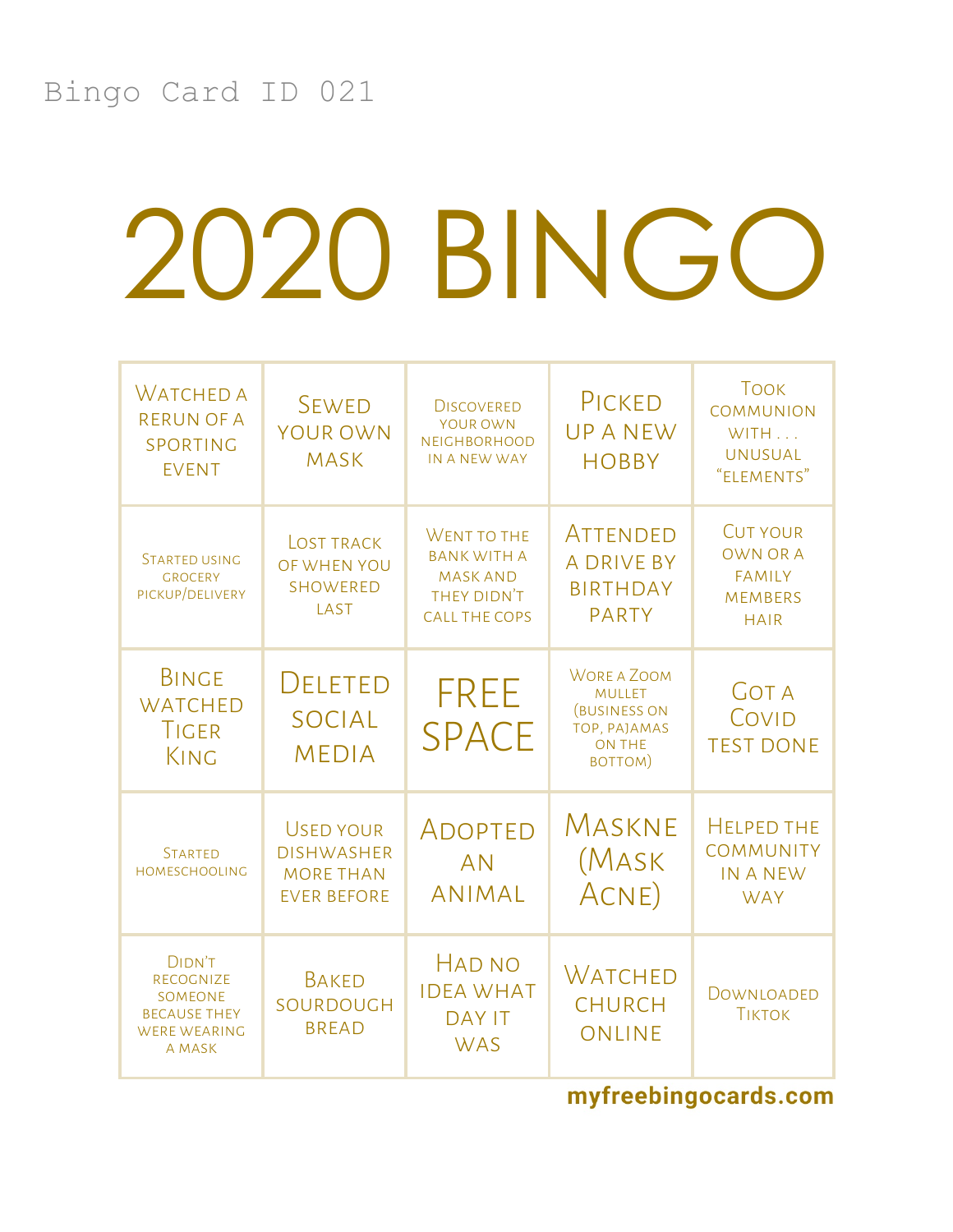Bingo Card ID 021

# 2020 BINGO

| | | | | |
|---|---|---|---|---|
| Watched a rerun of a sporting event | Sewed your own mask | Discovered your own neighborhood in a new way | Picked up a new hobby | Took communion with . . . unusual "elements" |
| Started using grocery pickup/delivery | Lost track of when you showered last | Went to the bank with a mask and they didn't call the cops | Attended a drive by birthday party | Cut your own or a family members hair |
| Binge watched Tiger King | Deleted social media | FREE SPACE | Wore a Zoom mullet (business on top, pajamas on the bottom) | Got a Covid test done |
| Started homeschooling | Used your dishwasher more than ever before | Adopted an animal | Maskne (Mask Acne) | Helped the community in a new way |
| Didn't recognize someone because they were wearing a mask | Baked sourdough bread | Had no idea what day it was | Watched church online | Downloaded Tiktok |

**myfreebingocards.com**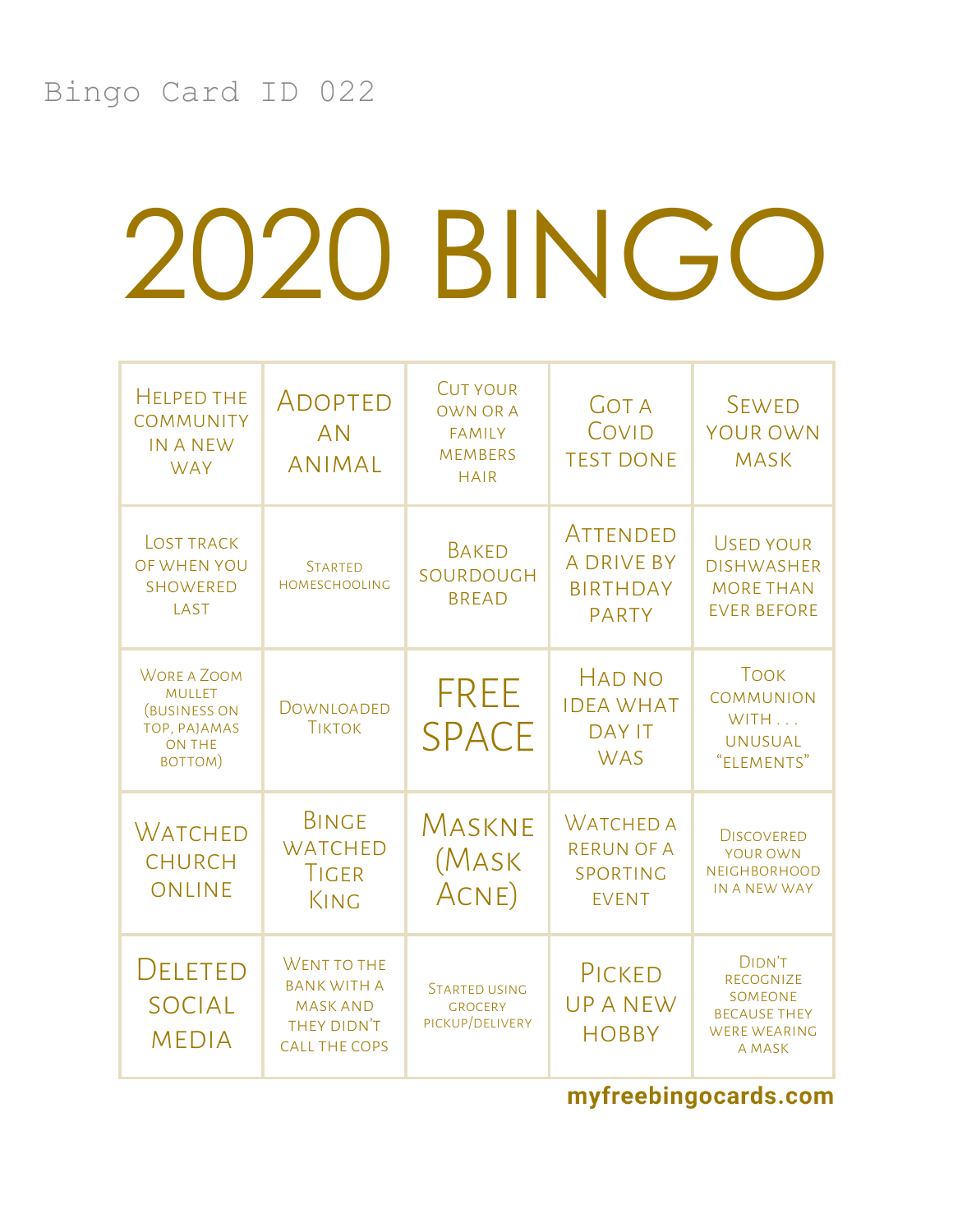Bingo Card ID 022

# 2020 BINGO

| | | | | |
|---|---|---|---|---|
| Helped the community in a new way | Adopted an animal | Cut your own or a family members hair | Got a Covid test done | Sewed your own mask |
| Lost track of when you showered last | Started homeschooling | Baked sourdough bread | Attended a drive by birthday party | Used your dishwasher more than ever before |
| Wore a Zoom mullet (business on top, pajamas on the bottom) | Downloaded TikTok | FREE SPACE | Had no idea what day it was | Took communion with . . . unusual "elements" |
| Watched church online | Binge watched Tiger King | Maskne (Mask Acne) | Watched a rerun of a sporting event | Discovered your own neighborhood in a new way |
| Deleted social media | Went to the bank with a mask and they didn't call the cops | Started using grocery pickup/delivery | Picked up a new hobby | Didn't recognize someone because they were wearing a mask |

myfreebingocards.com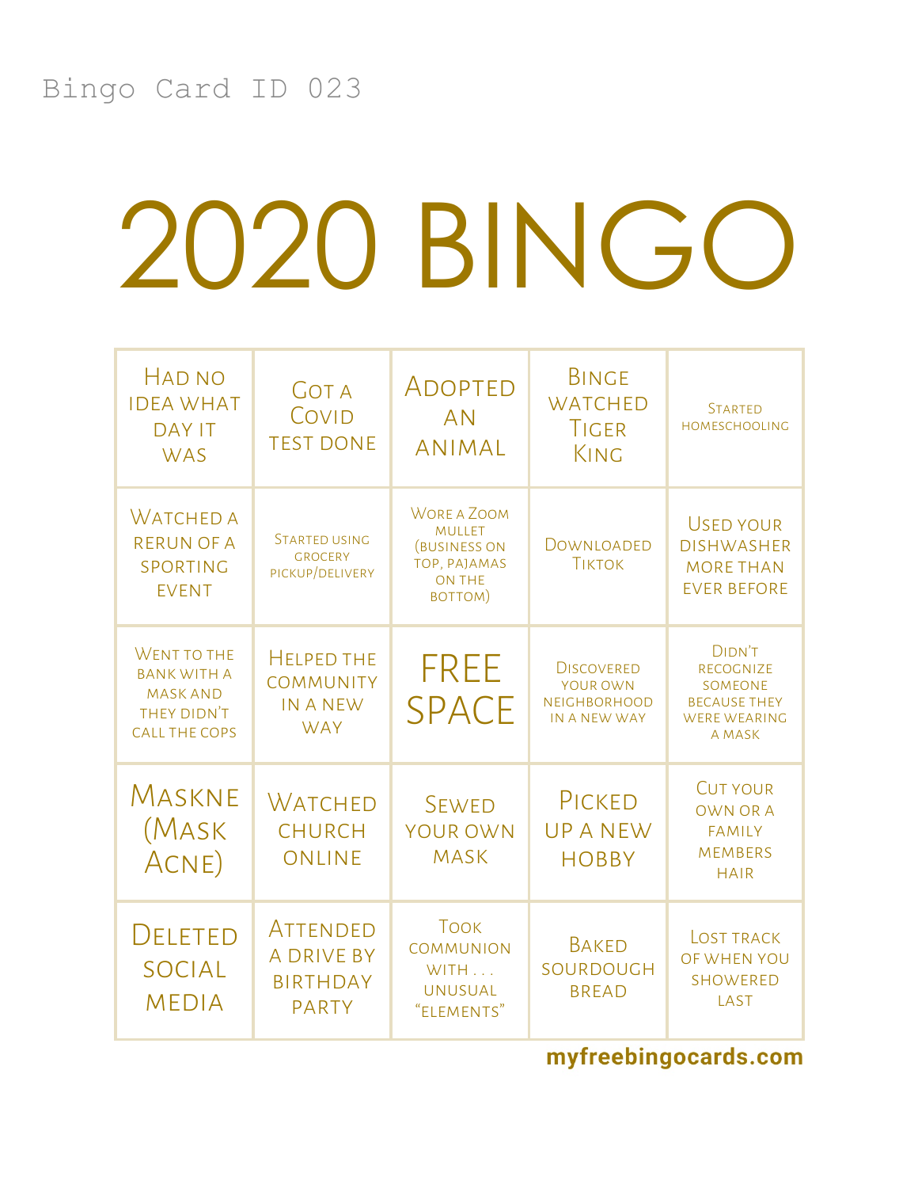Bingo Card ID 023

# 2020 BINGO

| | | | | |
|---|---|---|---|---|
| Had no idea what day it was | Got a Covid test done | Adopted an animal | Binge watched Tiger King | Started homeschooling |
| Watched a rerun of a sporting event | Started using grocery pickup/delivery | Wore a Zoom mullet (business on top, pajamas on the bottom) | Downloaded TikTok | Used your dishwasher more than ever before |
| Went to the bank with a mask and they didn't call the cops | Helped the community in a new way | FREE SPACE | Discovered your own neighborhood in a new way | Didn't recognize someone because they were wearing a mask |
| Maskne (Mask Acne) | Watched church online | Sewed your own mask | Picked up a new hobby | Cut your own or a family members hair |
| Deleted social media | Attended a drive by birthday party | Took communion with . . . unusual "elements" | Baked sourdough bread | Lost track of when you showered last |

**myfreebingocards.com**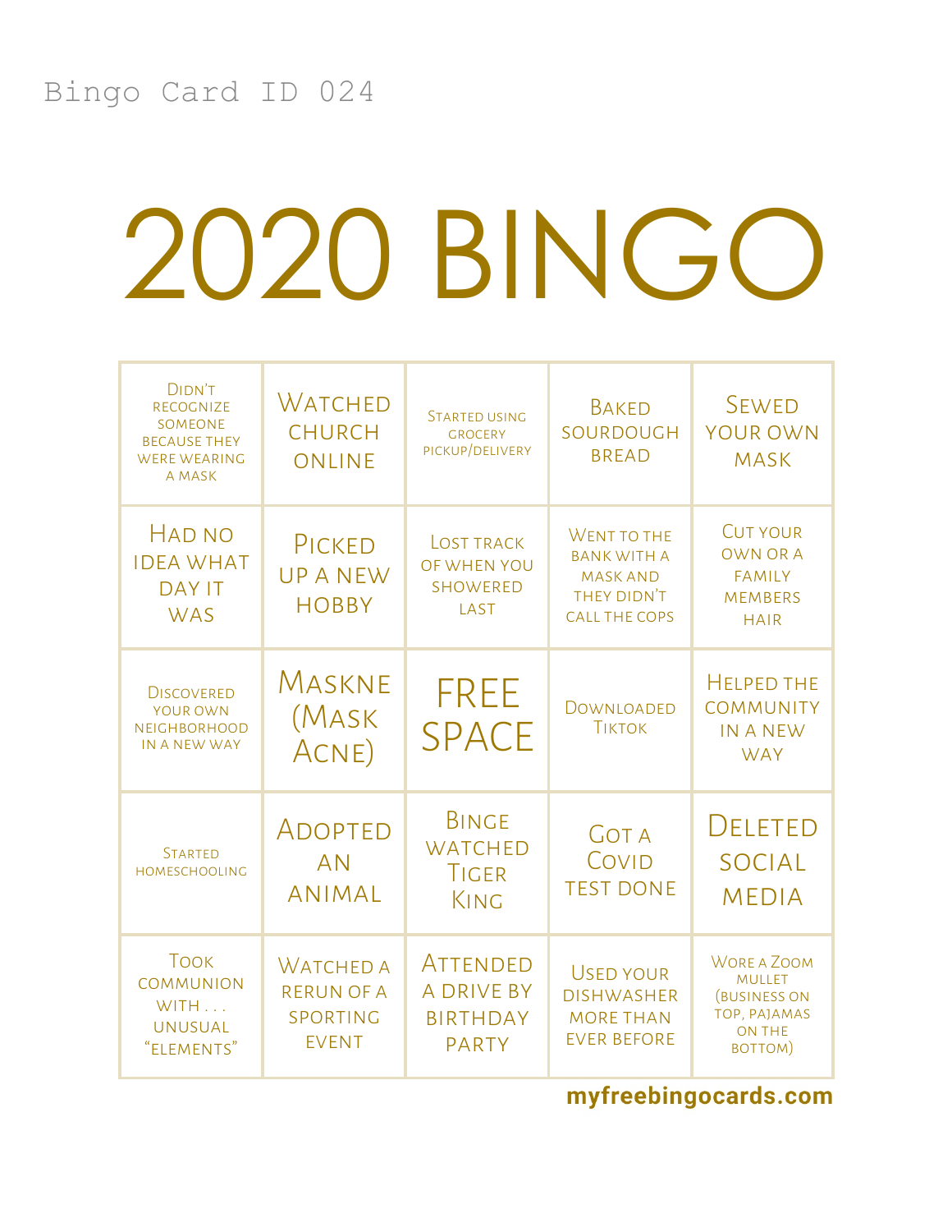Bingo Card ID 024

# 2020 BINGO

| | | | | |
|---|---|---|---|---|
| Didn't recognize someone because they were wearing a mask | Watched church online | Started using grocery pickup/delivery | Baked sourdough bread | Sewed your own mask |
| Had no idea what day it was | Picked up a new hobby | Lost track of when you showered last | Went to the bank with a mask and they didn't call the cops | Cut your own or a family members hair |
| Discovered your own neighborhood in a new way | Maskne (Mask Acne) | FREE SPACE | Downloaded Tiktok | Helped the community in a new way |
| Started homeschooling | Adopted an animal | Binge watched Tiger King | Got a Covid test done | Deleted social media |
| Took communion with . . . unusual "elements" | Watched a rerun of a sporting event | Attended a drive by birthday party | Used your dishwasher more than ever before | Wore a Zoom mullet (business on top, pajamas on the bottom) |

**myfreebingocards.com**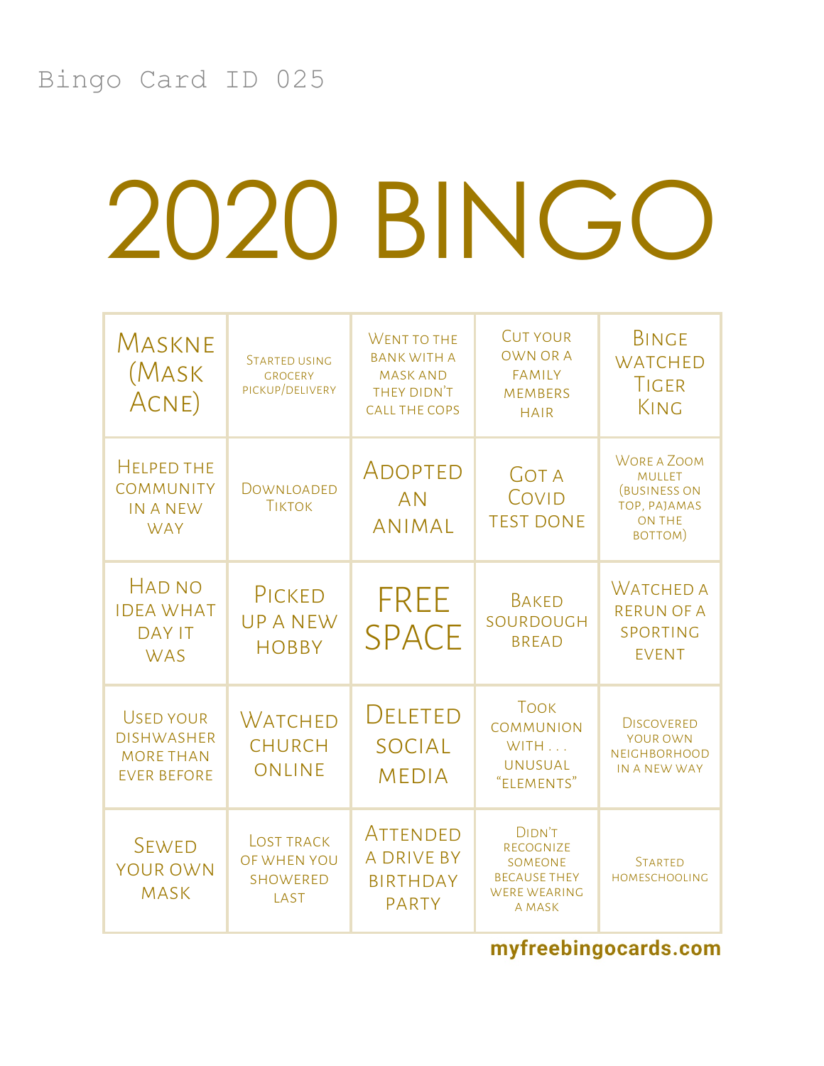Bingo Card ID 025

# 2020 BINGO

| | | | | |
|---|---|---|---|---|
| Maskne (Mask Acne) | Started using grocery pickup/delivery | Went to the bank with a mask and they didn't call the cops | Cut your own or a family members hair | Binge watched Tiger King |
| Helped the community in a new way | Downloaded Tiktok | Adopted an animal | Got a Covid test done | Wore a Zoom mullet (business on top, pajamas on the bottom) |
| Had no idea what day it was | Picked up a new hobby | FREE SPACE | Baked sourdough bread | Watched a rerun of a sporting event |
| Used your dishwasher more than ever before | Watched church online | Deleted social media | Took communion with . . . unusual "elements" | Discovered your own neighborhood in a new way |
| Sewed your own mask | Lost track of when you showered last | Attended a drive by birthday party | Didn't recognize someone because they were wearing a mask | Started homeschooling |

myfreebingocards.com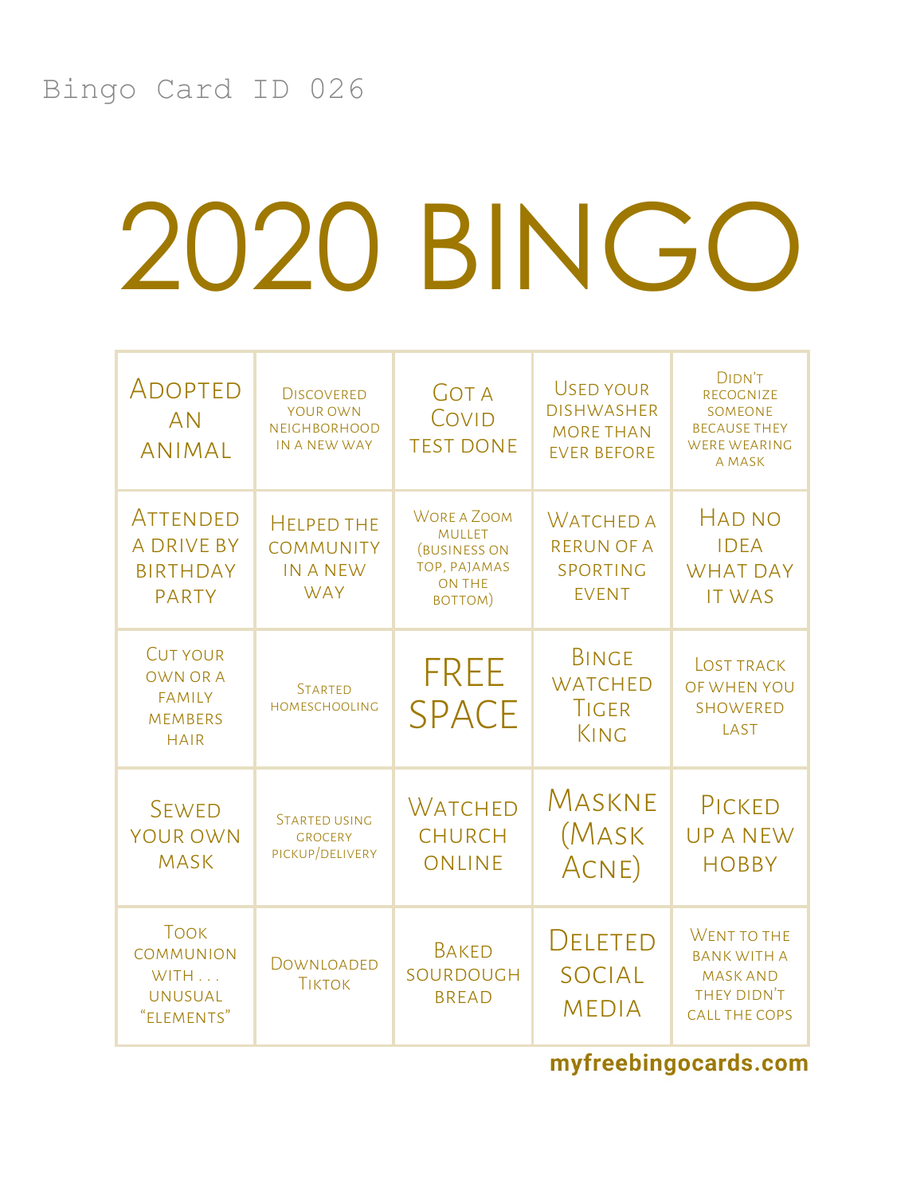Bingo Card ID 026

# 2020 BINGO

| | | | | |
|---|---|---|---|---|
| Adopted an animal | Discovered your own neighborhood in a new way | Got a Covid test done | Used your dishwasher more than ever before | Didn't recognize someone because they were wearing a mask |
| Attended a drive by birthday party | Helped the community in a new way | Wore a Zoom mullet (business on top, pajamas on the bottom) | Watched a rerun of a sporting event | Had no idea what day it was |
| Cut your own or a family members hair | Started homeschooling | FREE SPACE | Binge watched Tiger King | Lost track of when you showered last |
| Sewed your own mask | Started using grocery pickup/delivery | Watched church online | Maskne (Mask Acne) | Picked up a new hobby |
| Took communion with . . . unusual "elements" | Downloaded TikTok | Baked sourdough bread | Deleted social media | Went to the bank with a mask and they didn't call the cops |

**myfreebingocards.com**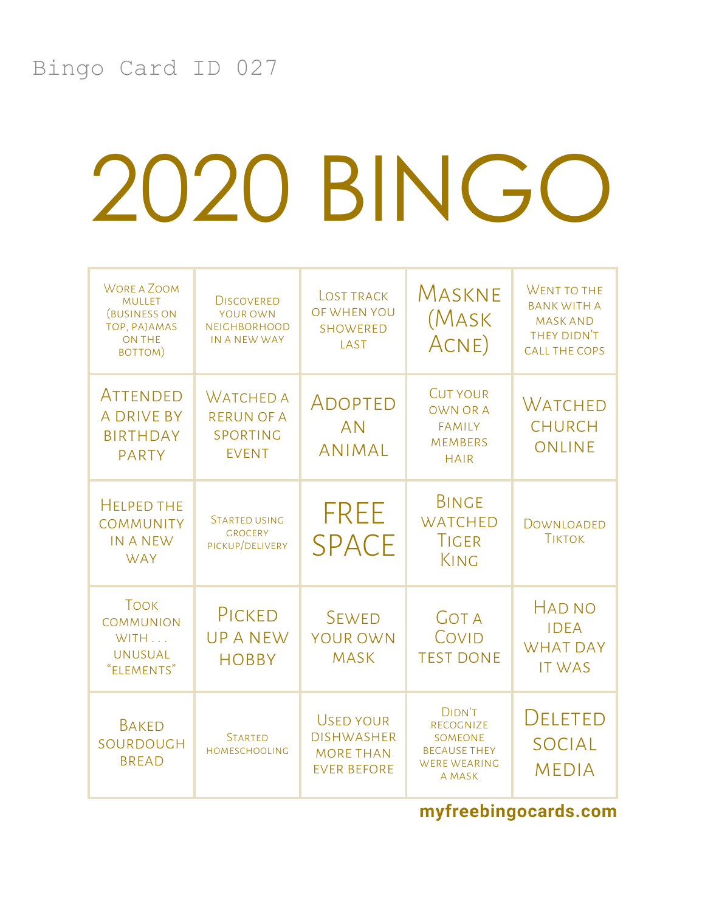Bingo Card ID 027

# 2020 BINGO

| | | | | |
|---|---|---|---|---|
| Wore a Zoom mullet (business on top, pajamas on the bottom) | Discovered your own neighborhood in a new way | Lost track of when you showered last | Maskne (Mask Acne) | Went to the bank with a mask and they didn't call the cops |
| Attended a drive by birthday party | Watched a rerun of a sporting event | Adopted an animal | Cut your own or a family members hair | Watched church online |
| Helped the community in a new way | Started using grocery pickup/delivery | FREE SPACE | Binge watched Tiger King | Downloaded TikTok |
| Took communion with . . . unusual "elements" | Picked up a new hobby | Sewed your own mask | Got a Covid test done | Had no idea what day it was |
| Baked sourdough bread | Started homeschooling | Used your dishwasher more than ever before | Didn't recognize someone because they were wearing a mask | Deleted social media |

**myfreebingocards.com**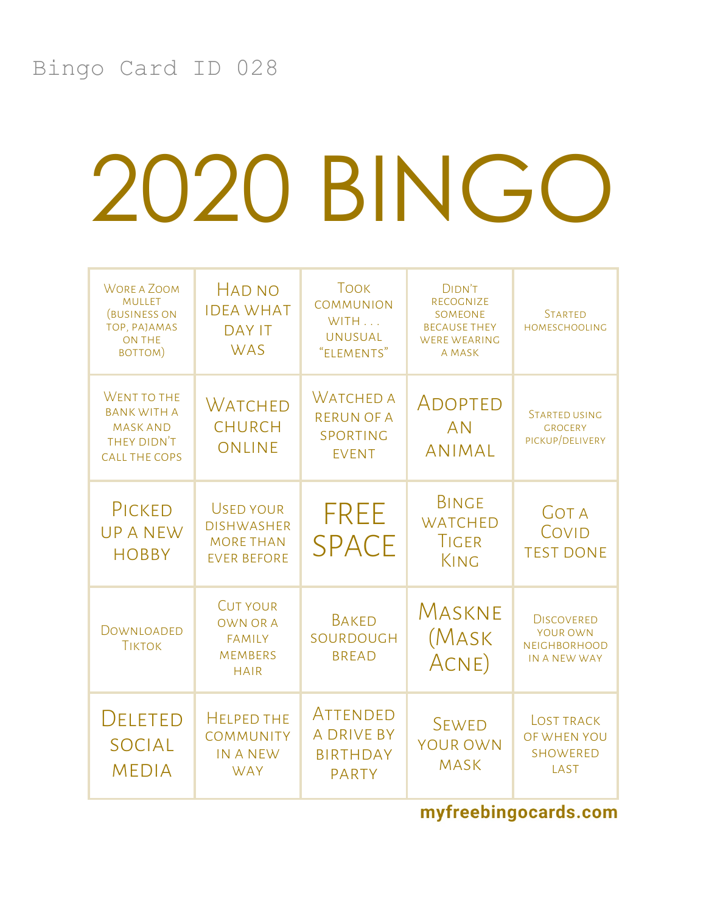Bingo Card ID 028

# 2020 BINGO

| | | | | |
|---|---|---|---|---|
| Wore a Zoom mullet (business on top, pajamas on the bottom) | Had no idea what day it was | Took communion with . . . unusual "elements" | Didn't recognize someone because they were wearing a mask | Started homeschooling |
| Went to the bank with a mask and they didn't call the cops | Watched church online | Watched a rerun of a sporting event | Adopted an animal | Started using grocery pickup/delivery |
| Picked up a new hobby | Used your dishwasher more than ever before | FREE SPACE | Binge watched Tiger King | Got a Covid test done |
| Downloaded TikTok | Cut your own or a family members hair | Baked sourdough bread | Maskne (Mask Acne) | Discovered your own neighborhood in a new way |
| Deleted social media | Helped the community in a new way | Attended a drive by birthday party | Sewed your own mask | Lost track of when you showered last |

**myfreebingocards.com**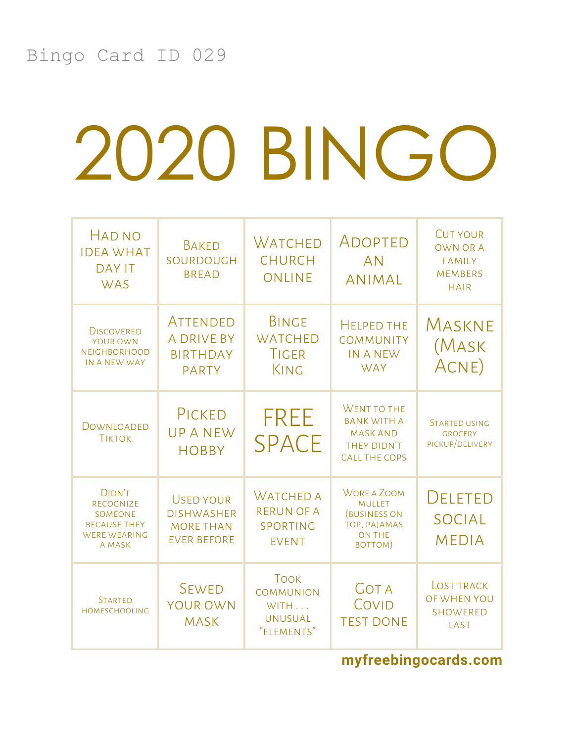Bingo Card ID 029

# 2020 BINGO

| | | | | |
|---|---|---|---|---|
| Had no idea what day it was | Baked sourdough bread | Watched church online | Adopted an animal | Cut your own or a family members hair |
| Discovered your own neighborhood in a new way | Attended a drive by birthday party | Binge watched Tiger King | Helped the community in a new way | Maskne (Mask Acne) |
| Downloaded Tiktok | Picked up a new hobby | FREE SPACE | Went to the bank with a mask and they didn't call the cops | Started using grocery pickup/delivery |
| Didn't recognize someone because they were wearing a mask | Used your dishwasher more than ever before | Watched a rerun of a sporting event | Wore a Zoom mullet (business on top, pajamas on the bottom) | Deleted social media |
| Started homeschooling | Sewed your own mask | Took communion with . . . unusual "elements" | Got a Covid test done | Lost track of when you showered last |

**myfreebingocards.com**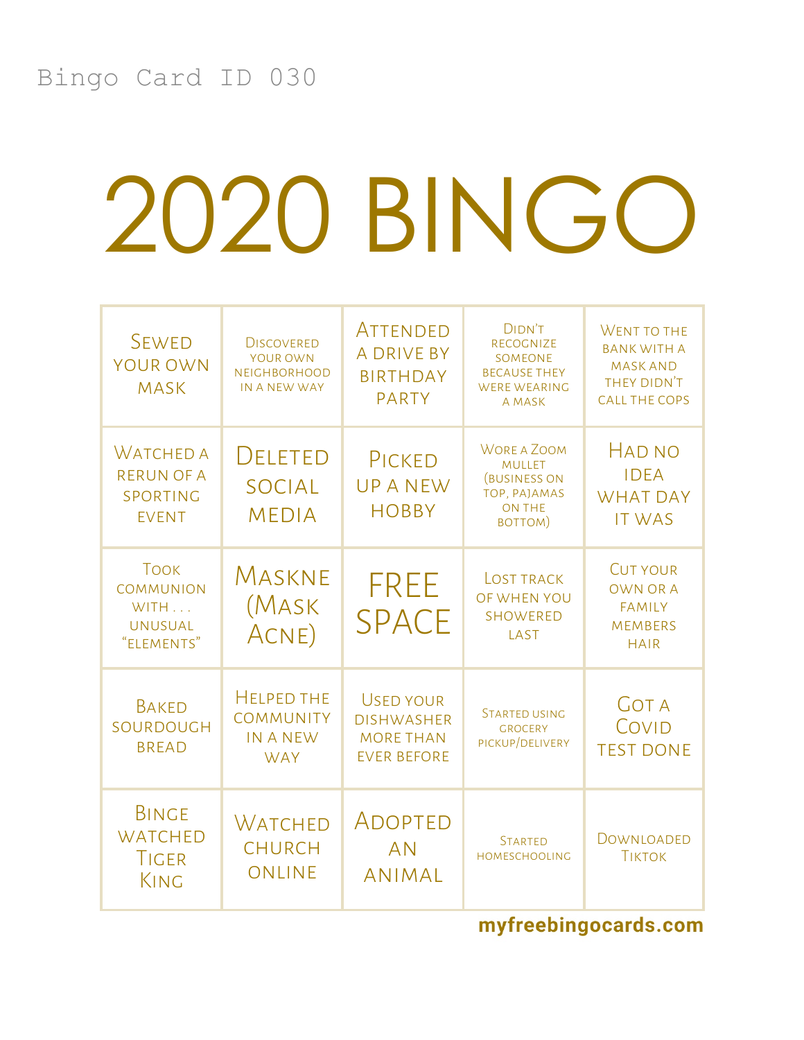Bingo Card ID 030

# 2020 BINGO

| | | | | |
|---|---|---|---|---|
| Sewed your own mask | Discovered your own neighborhood in a new way | Attended a drive by birthday party | Didn't recognize someone because they were wearing a mask | Went to the bank with a mask and they didn't call the cops |
| Watched a rerun of a sporting event | Deleted social media | Picked up a new hobby | Wore a Zoom mullet (business on top, pajamas on the bottom) | Had no idea what day it was |
| Took communion with . . . unusual "elements" | Maskne (Mask Acne) | FREE SPACE | Lost track of when you showered last | Cut your own or a family members hair |
| Baked sourdough bread | Helped the community in a new way | Used your dishwasher more than ever before | Started using grocery pickup/delivery | Got a Covid test done |
| Binge watched Tiger King | Watched church online | Adopted an animal | Started homeschooling | Downloaded Tiktok |

**myfreebingocards.com**